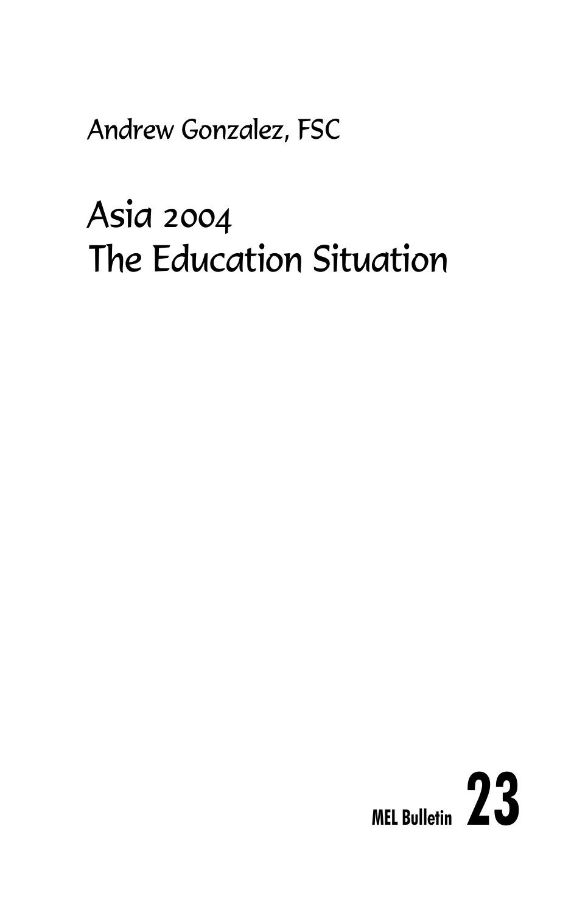Andrew Gonzalez, FSC

# Asia 2004
# The Education Situation

MEL Bulletin **23**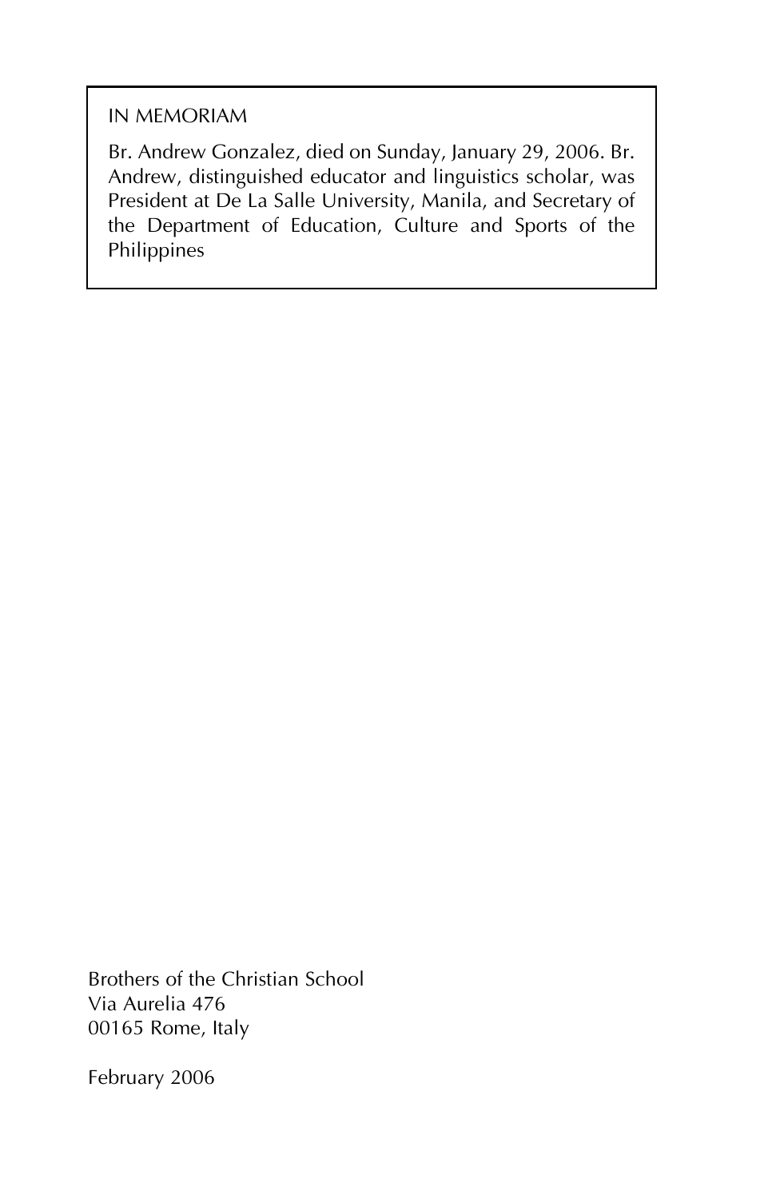IN MEMORIAM

Br. Andrew Gonzalez, died on Sunday, January 29, 2006. Br. Andrew, distinguished educator and linguistics scholar, was President at De La Salle University, Manila, and Secretary of the Department of Education, Culture and Sports of the Philippines

Brothers of the Christian School
Via Aurelia 476
00165 Rome, Italy

February 2006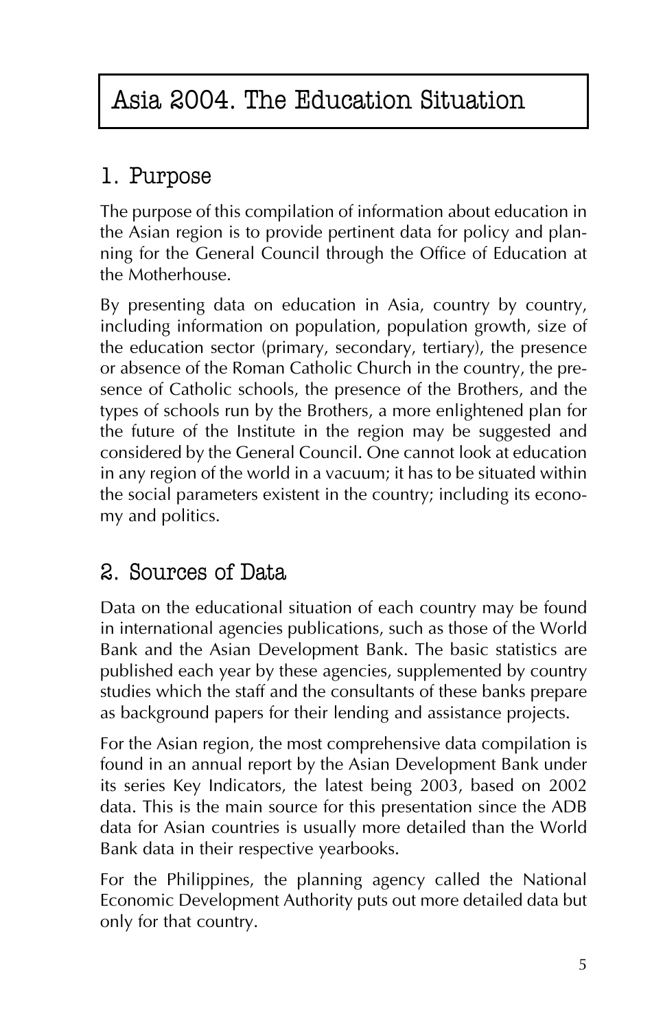# Asia 2004. The Education Situation

## 1. Purpose

The purpose of this compilation of information about education in the Asian region is to provide pertinent data for policy and planning for the General Council through the Office of Education at the Motherhouse.

By presenting data on education in Asia, country by country, including information on population, population growth, size of the education sector (primary, secondary, tertiary), the presence or absence of the Roman Catholic Church in the country, the presence of Catholic schools, the presence of the Brothers, and the types of schools run by the Brothers, a more enlightened plan for the future of the Institute in the region may be suggested and considered by the General Council. One cannot look at education in any region of the world in a vacuum; it has to be situated within the social parameters existent in the country; including its economy and politics.

## 2. Sources of Data

Data on the educational situation of each country may be found in international agencies publications, such as those of the World Bank and the Asian Development Bank. The basic statistics are published each year by these agencies, supplemented by country studies which the staff and the consultants of these banks prepare as background papers for their lending and assistance projects.

For the Asian region, the most comprehensive data compilation is found in an annual report by the Asian Development Bank under its series Key Indicators, the latest being 2003, based on 2002 data. This is the main source for this presentation since the ADB data for Asian countries is usually more detailed than the World Bank data in their respective yearbooks.

For the Philippines, the planning agency called the National Economic Development Authority puts out more detailed data but only for that country.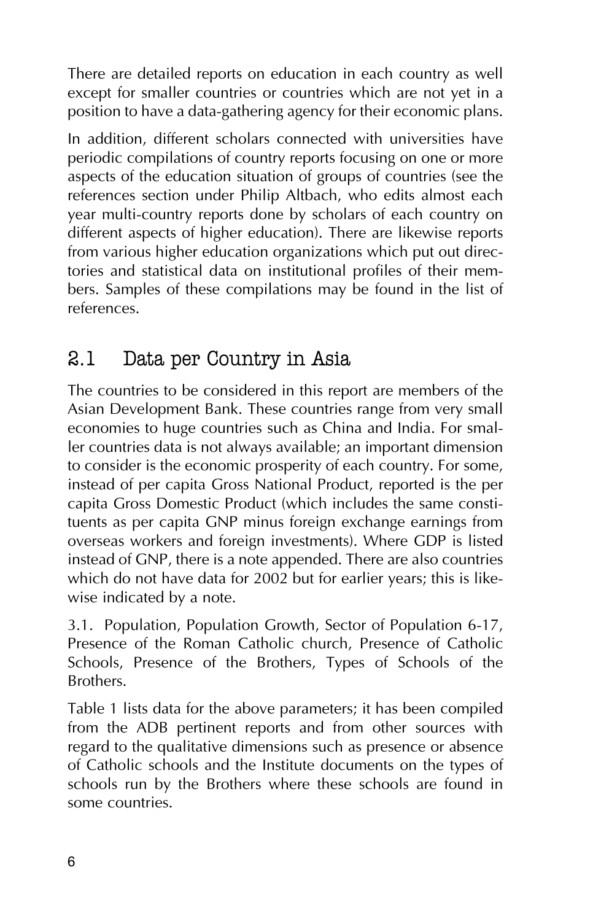There are detailed reports on education in each country as well except for smaller countries or countries which are not yet in a position to have a data-gathering agency for their economic plans.

In addition, different scholars connected with universities have periodic compilations of country reports focusing on one or more aspects of the education situation of groups of countries (see the references section under Philip Altbach, who edits almost each year multi-country reports done by scholars of each country on different aspects of higher education). There are likewise reports from various higher education organizations which put out directories and statistical data on institutional profiles of their members. Samples of these compilations may be found in the list of references.

## 2.1 Data per Country in Asia

The countries to be considered in this report are members of the Asian Development Bank. These countries range from very small economies to huge countries such as China and India. For smaller countries data is not always available; an important dimension to consider is the economic prosperity of each country. For some, instead of per capita Gross National Product, reported is the per capita Gross Domestic Product (which includes the same constituents as per capita GNP minus foreign exchange earnings from overseas workers and foreign investments). Where GDP is listed instead of GNP, there is a note appended. There are also countries which do not have data for 2002 but for earlier years; this is likewise indicated by a note.

3.1. Population, Population Growth, Sector of Population 6-17, Presence of the Roman Catholic church, Presence of Catholic Schools, Presence of the Brothers, Types of Schools of the Brothers.

Table 1 lists data for the above parameters; it has been compiled from the ADB pertinent reports and from other sources with regard to the qualitative dimensions such as presence or absence of Catholic schools and the Institute documents on the types of schools run by the Brothers where these schools are found in some countries.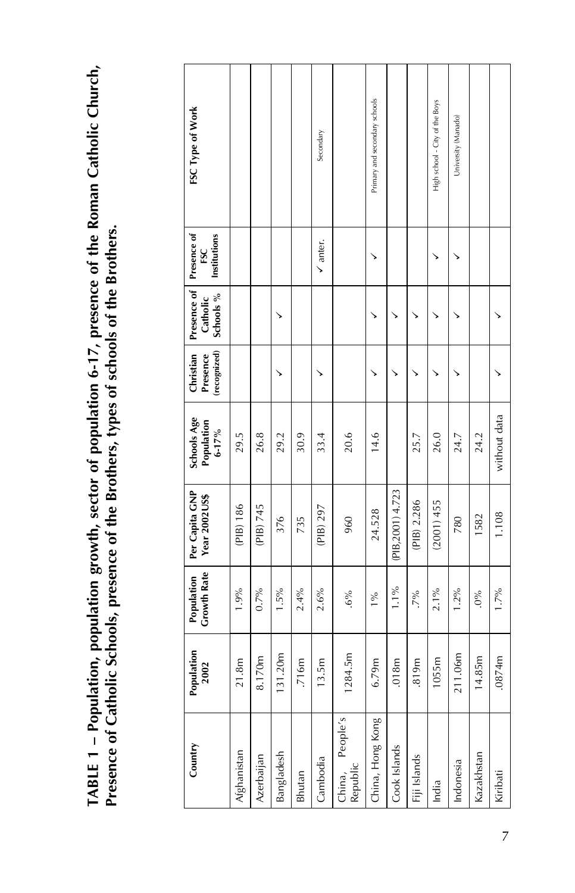**TABLE 1 – Population, population growth, sector of population 6-17, presence of the Roman Catholic Church, Presence of Catholic Schools, presence of the Brothers, types of schools of the Brothers.**

| Country | Population 2002 | Population Growth Rate | Per Capita GNP Year 2002US$ | Schools Age Population 6-17% | Christian Presence (recognized) | Presence of Catholic Schools % | Presence of FSC Institutions | FSC Type of Work |
|---|---|---|---|---|---|---|---|---|
| Afghanistan | 21.8m | 1.9% | (PIB) 186 | 29.5 | | | | |
| Azerbaijan | 8.170m | 0.7% | (PIB) 745 | 26.8 | | | | |
| Bangladesh | 131.20m | 1.5% | 376 | 29.2 | ✓ | ✓ | | |
| Bhutan | .716m | 2.4% | 735 | 30.9 | | | | |
| Cambodia | 13.5m | 2.6% | (PIB) 297 | 33.4 | ✓ | | ✓ anter. | Secondary |
| China, People's Republic | 1284.5m | .6% | 960 | 20.6 | | | | |
| China, Hong Kong | 6.79m | 1% | 24.528 | 14.6 | ✓ | ✓ | ✓ | Primary and secondary schools |
| Cook Islands | .018m | 1.1% | (PIB,2001) 4.723 | | ✓ | ✓ | | |
| Fiji Islands | .819m | .7% | (PIB) 2.286 | 25.7 | ✓ | ✓ | | |
| India | 1055m | 2.1% | (2001) 455 | 26.0 | ✓ | ✓ | ✓ | High school - City of the Boys |
| Indonesia | 211.06m | 1.2% | 780 | 24.7 | ✓ | ✓ | ✓ | University (Manado) |
| Kazakhstan | 14.85m | .0% | 1582 | 24.2 | | | | |
| Kiribati | .0874m | 1.7% | 1.108 | without data | ✓ | ✓ | | |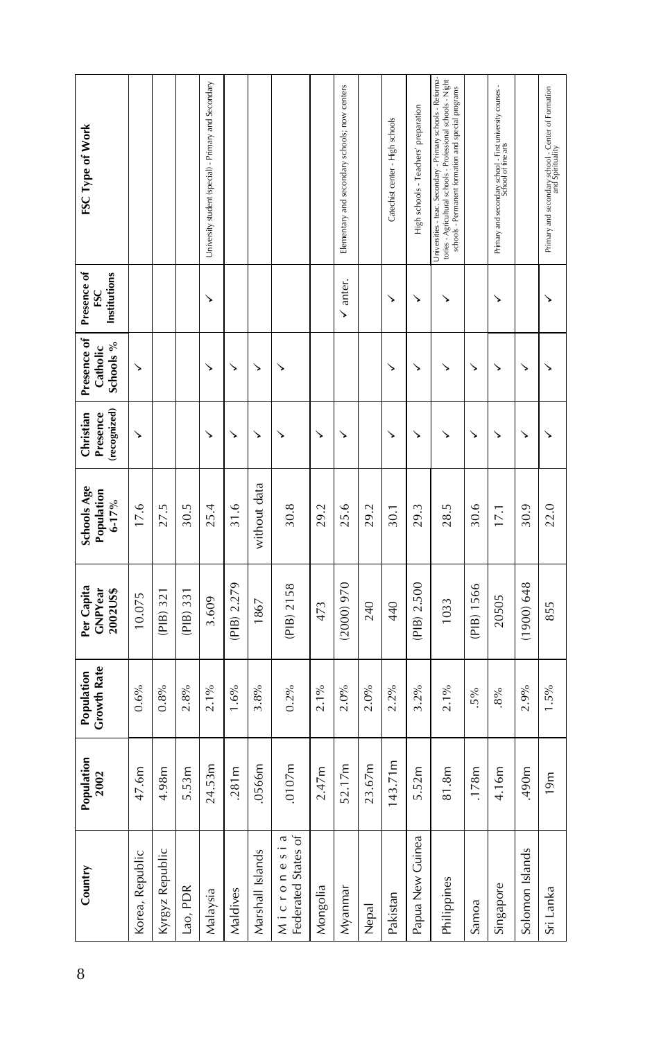| Country | Population 2002 | Population Growth Rate | Per Capita GNPYear 2002US$ | Schools Age Population 6-17% | Christian Presence (recognized) | Presence of Catholic Schools % | Presence of FSC Institutions | FSC Type of Work |
|---|---|---|---|---|---|---|---|---|
| Korea, Republic | 47.6m | 0.6% | 10.075 | 17.6 | ✓ | ✓ | | |
| Kyrgyz Republic | 4.98m | 0.8% | (PIB) 321 | 27.5 | | | | |
| Lao, PDR | 5.53m | 2.8% | (PIB) 331 | 30.5 | | | | |
| Malaysia | 24.53m | 2.1% | 3.609 | 25.4 | ✓ | ✓ | ✓ | University student (special) - Primary and Secondary |
| Maldives | .281m | 1.6% | (PIB) 2.279 | 31.6 | ✓ | ✓ | | |
| Marshall Islands | .0566m | 3.8% | 1867 | without data | ✓ | ✓ | | |
| Micronesia Federated States of | .0107m | 0.2% | (PIB) 2158 | 30.8 | ✓ | ✓ | | |
| Mongolia | 2.47m | 2.1% | 473 | 29.2 | ✓ | | | |
| Myanmar | 52.17m | 2.0% | (2000) 970 | 25.6 | ✓ | | ✓ anter. | Elementary and secondary schools; now centers |
| Nepal | 23.67m | 2.0% | 240 | 29.2 | | | | |
| Pakistan | 143.71m | 2.2% | 440 | 30.1 | ✓ | ✓ | ✓ | Catechist center - High schools |
| Papua New Guinea | 5.52m | 3.2% | (PIB) 2.500 | 29.3 | ✓ | ✓ | ✓ | High schools - Teachers' preparation |
| Philippines | 81.8m | 2.1% | 1033 | 28.5 | ✓ | ✓ | ✓ | Universities - teac. Secondary - Primary schools - Reformatories - Agricultural schools - Professional schools - Night schools - Permanent formation and special programs |
| Samoa | .178m | .5% | (PIB) 1566 | 30.6 | ✓ | ✓ | | |
| Singapore | 4.16m | .8% | 20505 | 17.1 | ✓ | ✓ | ✓ | Primary and secondary school - First university courses - School of fine arts |
| Solomon Islands | .490m | 2.9% | (1900) 648 | 30.9 | ✓ | ✓ | | |
| Sri Lanka | 19m | 1.5% | 855 | 22.0 | ✓ | ✓ | ✓ | Primary and secondary school - Center of Formation and Spirituality |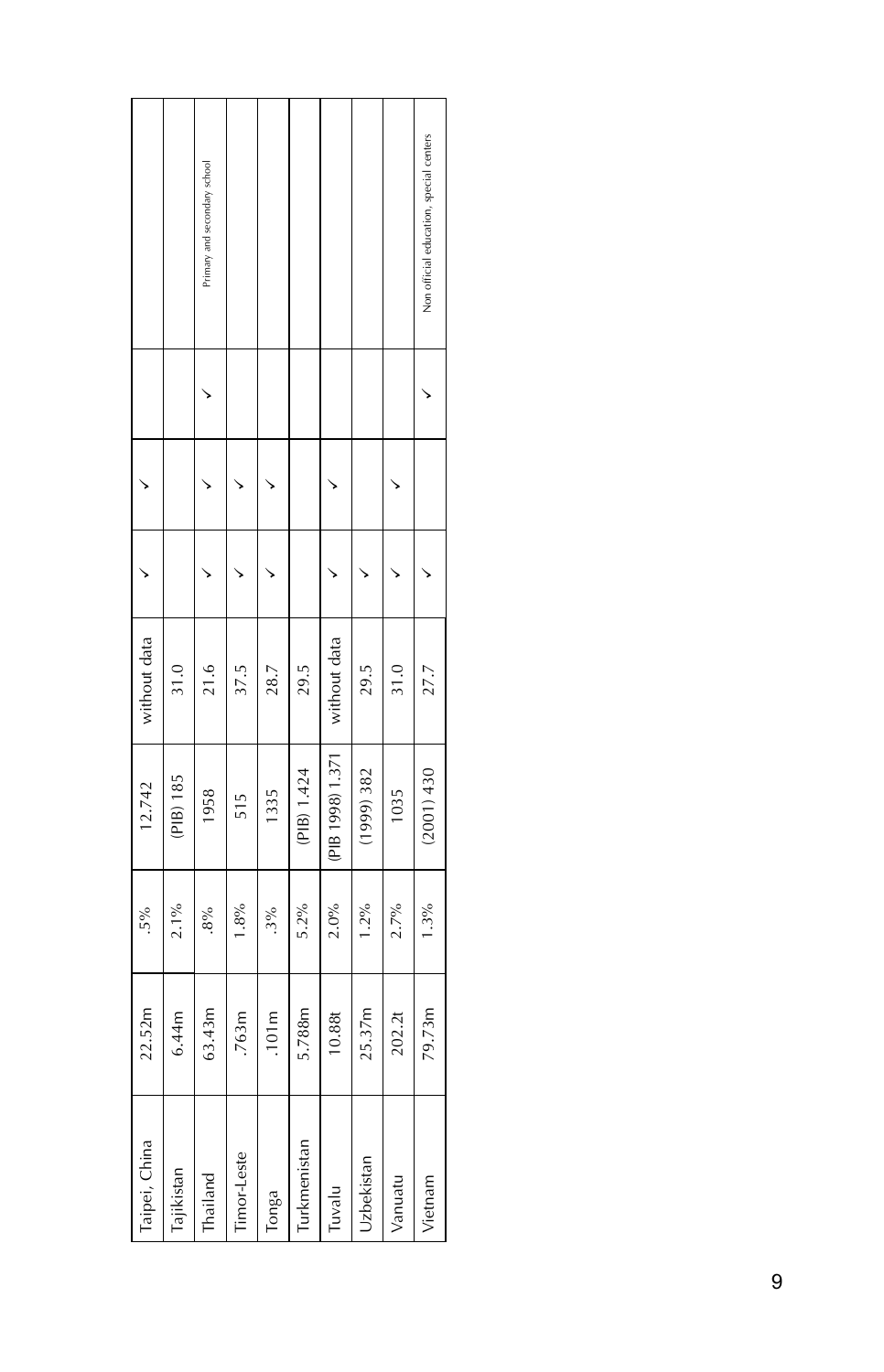| | | | | | | | | |
|---|---|---|---|---|---|---|---|---|
| Taipei, China | 22.52m | .5% | 12.742 | without data | ✓ | ✓ | | |
| Tajikistan | 6.44m | 2.1% | (PIB) 185 | 31.0 | | | | |
| Thailand | 63.43m | .8% | 1958 | 21.6 | ✓ | ✓ | ✓ | Primary and secondary school |
| Timor-Leste | .763m | 1.8% | 515 | 37.5 | ✓ | ✓ | | |
| Tonga | .101m | .3% | 1335 | 28.7 | ✓ | ✓ | | |
| Turkmenistan | 5.788m | 5.2% | (PIB) 1.424 | 29.5 | | | | |
| Tuvalu | 10.88t | 2.0% | (PIB 1998) 1.371 | without data | ✓ | ✓ | | |
| Uzbekistan | 25.37m | 1.2% | (1999) 382 | 29.5 | ✓ | | | |
| Vanuatu | 202.2t | 2.7% | 1035 | 31.0 | ✓ | ✓ | | |
| Vietnam | 79.73m | 1.3% | (2001) 430 | 27.7 | ✓ | | ✓ | Non official education, special centers |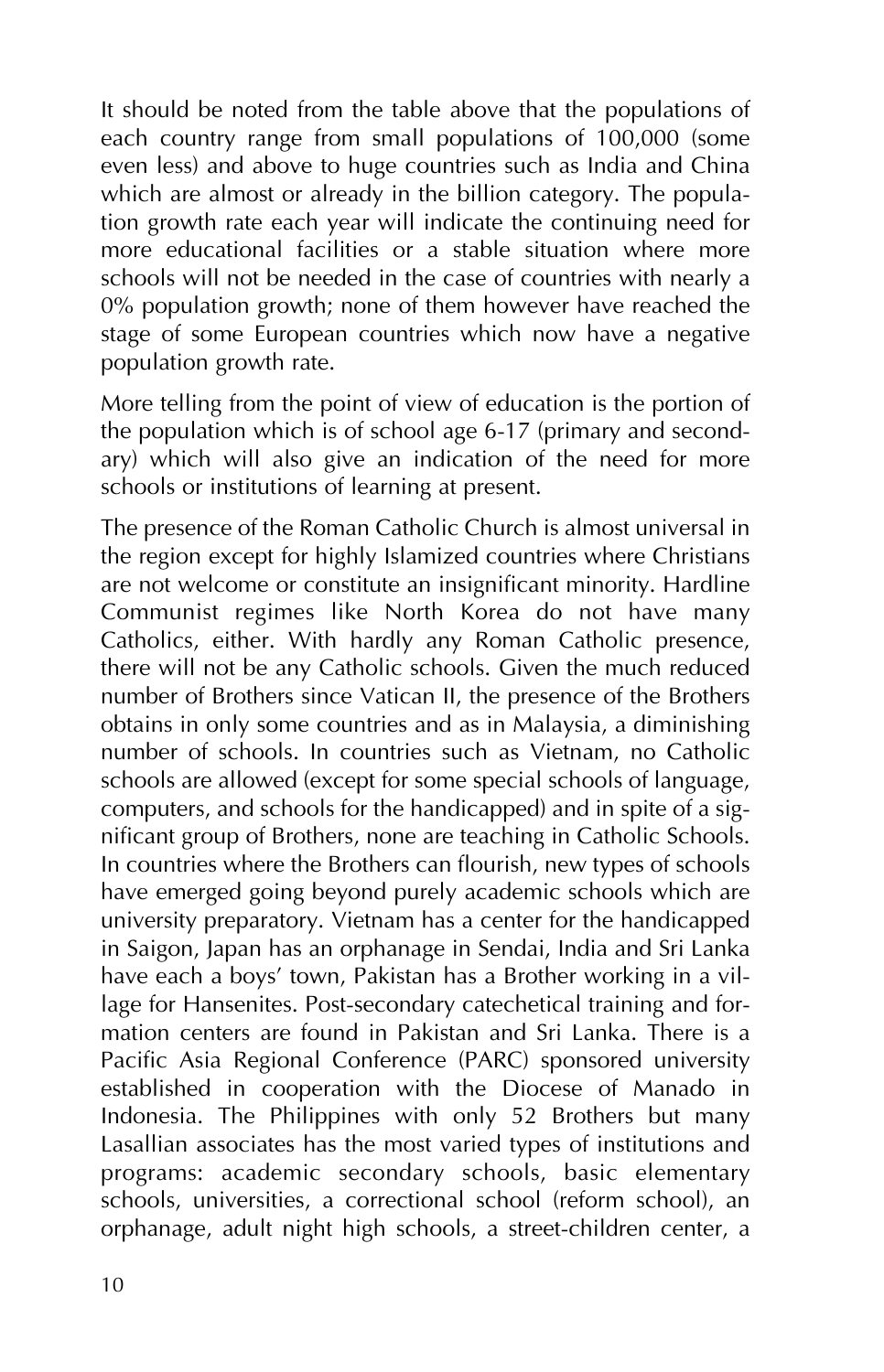It should be noted from the table above that the populations of each country range from small populations of 100,000 (some even less) and above to huge countries such as India and China which are almost or already in the billion category. The population growth rate each year will indicate the continuing need for more educational facilities or a stable situation where more schools will not be needed in the case of countries with nearly a 0% population growth; none of them however have reached the stage of some European countries which now have a negative population growth rate.

More telling from the point of view of education is the portion of the population which is of school age 6-17 (primary and secondary) which will also give an indication of the need for more schools or institutions of learning at present.

The presence of the Roman Catholic Church is almost universal in the region except for highly Islamized countries where Christians are not welcome or constitute an insignificant minority. Hardline Communist regimes like North Korea do not have many Catholics, either. With hardly any Roman Catholic presence, there will not be any Catholic schools. Given the much reduced number of Brothers since Vatican II, the presence of the Brothers obtains in only some countries and as in Malaysia, a diminishing number of schools. In countries such as Vietnam, no Catholic schools are allowed (except for some special schools of language, computers, and schools for the handicapped) and in spite of a significant group of Brothers, none are teaching in Catholic Schools. In countries where the Brothers can flourish, new types of schools have emerged going beyond purely academic schools which are university preparatory. Vietnam has a center for the handicapped in Saigon, Japan has an orphanage in Sendai, India and Sri Lanka have each a boys' town, Pakistan has a Brother working in a village for Hansenites. Post-secondary catechetical training and formation centers are found in Pakistan and Sri Lanka. There is a Pacific Asia Regional Conference (PARC) sponsored university established in cooperation with the Diocese of Manado in Indonesia. The Philippines with only 52 Brothers but many Lasallian associates has the most varied types of institutions and programs: academic secondary schools, basic elementary schools, universities, a correctional school (reform school), an orphanage, adult night high schools, a street-children center, a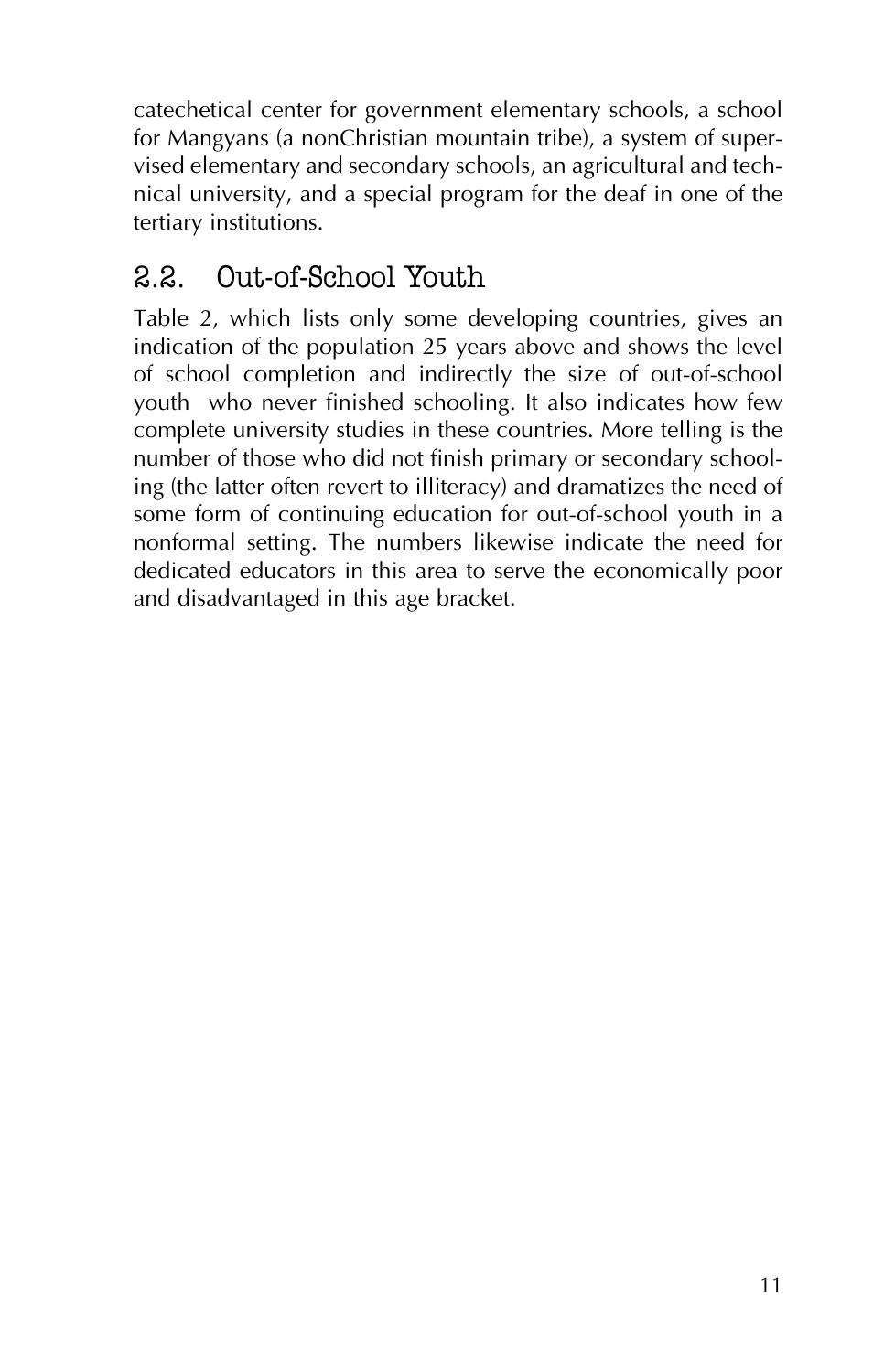catechetical center for government elementary schools, a school for Mangyans (a nonChristian mountain tribe), a system of supervised elementary and secondary schools, an agricultural and technical university, and a special program for the deaf in one of the tertiary institutions.

## 2.2. Out-of-School Youth

Table 2, which lists only some developing countries, gives an indication of the population 25 years above and shows the level of school completion and indirectly the size of out-of-school youth who never finished schooling. It also indicates how few complete university studies in these countries. More telling is the number of those who did not finish primary or secondary schooling (the latter often revert to illiteracy) and dramatizes the need of some form of continuing education for out-of-school youth in a nonformal setting. The numbers likewise indicate the need for dedicated educators in this area to serve the economically poor and disadvantaged in this age bracket.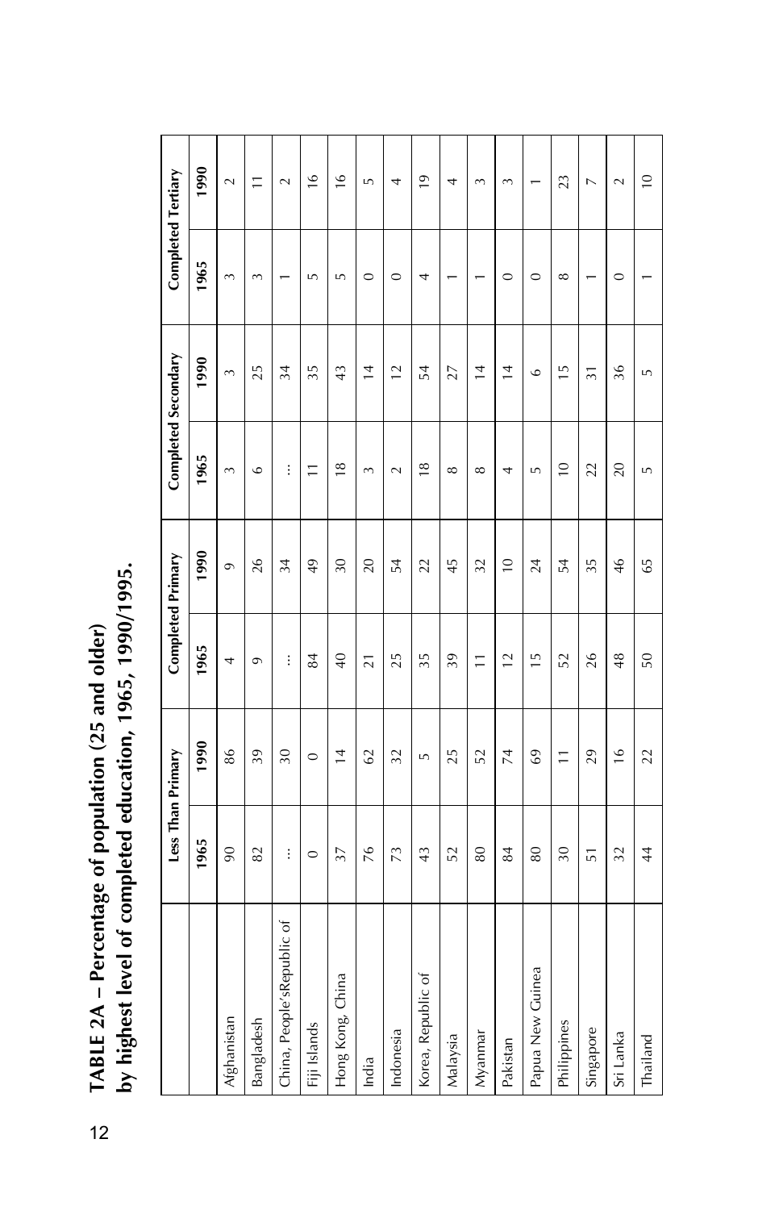**TABLE 2A – Percentage of population (25 and older) by highest level of completed education, 1965, 1990/1995.**

| | Less Than Primary | | Completed Primary | | Completed Secondary | | Completed Tertiary | |
|---|---|---|---|---|---|---|---|---|
| | 1965 | 1990 | 1965 | 1990 | 1965 | 1990 | 1965 | 1990 |
| Afghanistan | 90 | 86 | 4 | 9 | 3 | 3 | 3 | 2 |
| Bangladesh | 82 | 39 | 9 | 26 | 6 | 25 | 3 | 11 |
| China, People'sRepublic of | ... | 30 | ... | 34 | ... | 34 | 1 | 2 |
| Fiji Islands | 0 | 0 | 84 | 49 | 11 | 35 | 5 | 16 |
| Hong Kong, China | 37 | 14 | 40 | 30 | 18 | 43 | 5 | 16 |
| India | 76 | 62 | 21 | 20 | 3 | 14 | 0 | 5 |
| Indonesia | 73 | 32 | 25 | 54 | 2 | 12 | 0 | 4 |
| Korea, Republic of | 43 | 5 | 35 | 22 | 18 | 54 | 4 | 19 |
| Malaysia | 52 | 25 | 39 | 45 | 8 | 27 | 1 | 4 |
| Myanmar | 80 | 52 | 11 | 32 | 8 | 14 | 1 | 3 |
| Pakistan | 84 | 74 | 12 | 10 | 4 | 14 | 0 | 3 |
| Papua New Guinea | 80 | 69 | 15 | 24 | 5 | 6 | 0 | 1 |
| Philippines | 30 | 11 | 52 | 54 | 10 | 15 | 8 | 23 |
| Singapore | 51 | 29 | 26 | 35 | 22 | 31 | 1 | 7 |
| Sri Lanka | 32 | 16 | 48 | 46 | 20 | 36 | 0 | 2 |
| Thailand | 44 | 22 | 50 | 65 | 5 | 5 | 1 | 10 |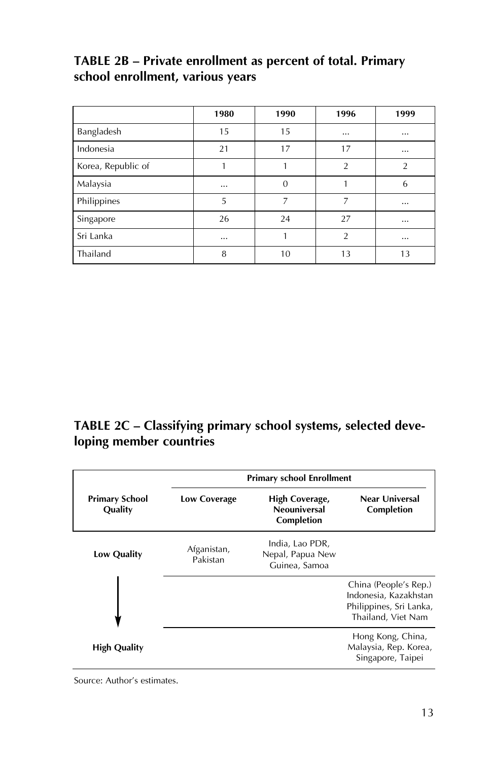**TABLE 2B – Private enrollment as percent of total. Primary school enrollment, various years**

| | 1980 | 1990 | 1996 | 1999 |
|---|---|---|---|---|
| Bangladesh | 15 | 15 | ... | ... |
| Indonesia | 21 | 17 | 17 | ... |
| Korea, Republic of | 1 | 1 | 2 | 2 |
| Malaysia | ... | 0 | 1 | 6 |
| Philippines | 5 | 7 | 7 | ... |
| Singapore | 26 | 24 | 27 | ... |
| Sri Lanka | ... | 1 | 2 | ... |
| Thailand | 8 | 10 | 13 | 13 |

**TABLE 2C – Classifying primary school systems, selected developing member countries**

| Primary School Quality | Primary school Enrollment | | |
|---|---|---|---|
| | Low Coverage | High Coverage, Neouniversal Completion | Near Universal Completion |
| Low Quality | Afganistan, Pakistan | India, Lao PDR, Nepal, Papua New Guinea, Samoa | |
| ↓ | | | China (People's Rep.) Indonesia, Kazakhstan Philippines, Sri Lanka, Thailand, Viet Nam |
| High Quality | | | Hong Kong, China, Malaysia, Rep. Korea, Singapore, Taipei |

Source: Author's estimates.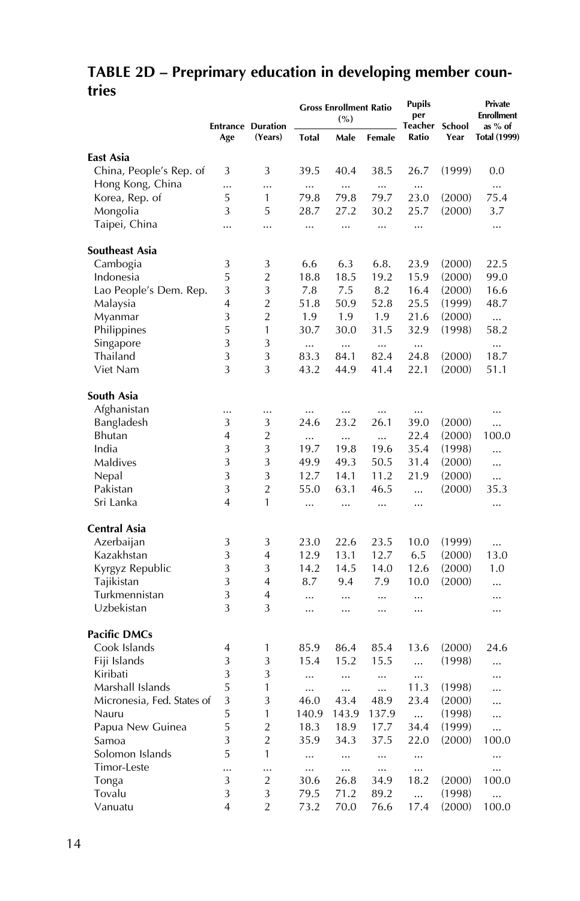## TABLE 2D – Preprimary education in developing member countries

| | Entrance Age | Duration (Years) | Gross Enrollment Ratio (%) | | | Pupils per Teacher Ratio | School Year | Private Enrollment as % of Total (1999) |
|---|---|---|---|---|---|---|---|---|
| | | | Total | Male | Female | | | |
| **East Asia** | | | | | | | | |
| China, People's Rep. of | 3 | 3 | 39.5 | 40.4 | 38.5 | 26.7 | (1999) | 0.0 |
| Hong Kong, China | ... | ... | ... | ... | ... | ... | | ... |
| Korea, Rep. of | 5 | 1 | 79.8 | 79.8 | 79.7 | 23.0 | (2000) | 75.4 |
| Mongolia | 3 | 5 | 28.7 | 27.2 | 30.2 | 25.7 | (2000) | 3.7 |
| Taipei, China | ... | ... | ... | ... | ... | ... | | ... |
| **Southeast Asia** | | | | | | | | |
| Cambogia | 3 | 3 | 6.6 | 6.3 | 6.8. | 23.9 | (2000) | 22.5 |
| Indonesia | 5 | 2 | 18.8 | 18.5 | 19.2 | 15.9 | (2000) | 99.0 |
| Lao People's Dem. Rep. | 3 | 3 | 7.8 | 7.5 | 8.2 | 16.4 | (2000) | 16.6 |
| Malaysia | 4 | 2 | 51.8 | 50.9 | 52.8 | 25.5 | (1999) | 48.7 |
| Myanmar | 3 | 2 | 1.9 | 1.9 | 1.9 | 21.6 | (2000) | ... |
| Philippines | 5 | 1 | 30.7 | 30.0 | 31.5 | 32.9 | (1998) | 58.2 |
| Singapore | 3 | 3 | ... | ... | ... | ... | | ... |
| Thailand | 3 | 3 | 83.3 | 84.1 | 82.4 | 24.8 | (2000) | 18.7 |
| Viet Nam | 3 | 3 | 43.2 | 44.9 | 41.4 | 22.1 | (2000) | 51.1 |
| **South Asia** | | | | | | | | |
| Afghanistan | ... | ... | ... | ... | ... | ... | | ... |
| Bangladesh | 3 | 3 | 24.6 | 23.2 | 26.1 | 39.0 | (2000) | ... |
| Bhutan | 4 | 2 | ... | ... | ... | 22.4 | (2000) | 100.0 |
| India | 3 | 3 | 19.7 | 19.8 | 19.6 | 35.4 | (1998) | ... |
| Maldives | 3 | 3 | 49.9 | 49.3 | 50.5 | 31.4 | (2000) | ... |
| Nepal | 3 | 3 | 12.7 | 14.1 | 11.2 | 21.9 | (2000) | ... |
| Pakistan | 3 | 2 | 55.0 | 63.1 | 46.5 | ... | (2000) | 35.3 |
| Sri Lanka | 4 | 1 | ... | ... | ... | ... | | ... |
| **Central Asia** | | | | | | | | |
| Azerbaijan | 3 | 3 | 23.0 | 22.6 | 23.5 | 10.0 | (1999) | ... |
| Kazakhstan | 3 | 4 | 12.9 | 13.1 | 12.7 | 6.5 | (2000) | 13.0 |
| Kyrgyz Republic | 3 | 3 | 14.2 | 14.5 | 14.0 | 12.6 | (2000) | 1.0 |
| Tajikistan | 3 | 4 | 8.7 | 9.4 | 7.9 | 10.0 | (2000) | ... |
| Turkmennistan | 3 | 4 | ... | ... | ... | ... | | ... |
| Uzbekistan | 3 | 3 | ... | ... | ... | ... | | ... |
| **Pacific DMCs** | | | | | | | | |
| Cook Islands | 4 | 1 | 85.9 | 86.4 | 85.4 | 13.6 | (2000) | 24.6 |
| Fiji Islands | 3 | 3 | 15.4 | 15.2 | 15.5 | ... | (1998) | ... |
| Kiribati | 3 | 3 | ... | ... | ... | ... | | ... |
| Marshall Islands | 5 | 1 | ... | ... | ... | 11.3 | (1998) | ... |
| Micronesia, Fed. States of | 3 | 3 | 46.0 | 43.4 | 48.9 | 23.4 | (2000) | ... |
| Nauru | 5 | 1 | 140.9 | 143.9 | 137.9 | ... | (1998) | ... |
| Papua New Guinea | 5 | 2 | 18.3 | 18.9 | 17.7 | 34.4 | (1999) | ... |
| Samoa | 3 | 2 | 35.9 | 34.3 | 37.5 | 22.0 | (2000) | 100.0 |
| Solomon Islands | 5 | 1 | ... | ... | ... | ... | | ... |
| Timor-Leste | ... | ... | ... | ... | ... | ... | | ... |
| Tonga | 3 | 2 | 30.6 | 26.8 | 34.9 | 18.2 | (2000) | 100.0 |
| Tovalu | 3 | 3 | 79.5 | 71.2 | 89.2 | ... | (1998) | ... |
| Vanuatu | 4 | 2 | 73.2 | 70.0 | 76.6 | 17.4 | (2000) | 100.0 |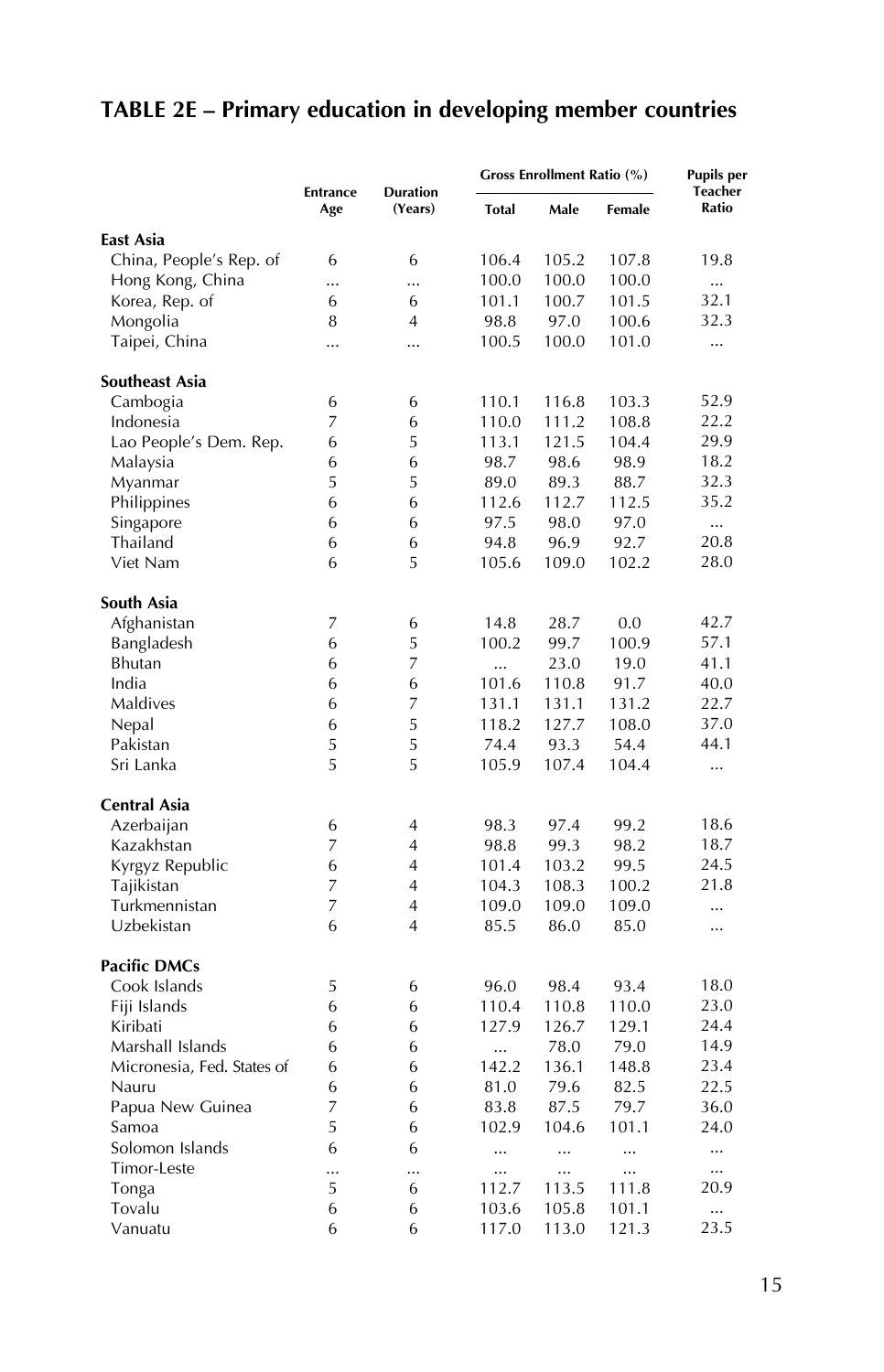## TABLE 2E – Primary education in developing member countries

| | Entrance Age | Duration (Years) | Gross Enrollment Ratio (%) | | | Pupils per Teacher Ratio |
|---|---|---|---|---|---|---|
| | | | Total | Male | Female | |
| **East Asia** | | | | | | |
| China, People's Rep. of | 6 | 6 | 106.4 | 105.2 | 107.8 | 19.8 |
| Hong Kong, China | ... | ... | 100.0 | 100.0 | 100.0 | ... |
| Korea, Rep. of | 6 | 6 | 101.1 | 100.7 | 101.5 | 32.1 |
| Mongolia | 8 | 4 | 98.8 | 97.0 | 100.6 | 32.3 |
| Taipei, China | ... | ... | 100.5 | 100.0 | 101.0 | ... |
| **Southeast Asia** | | | | | | |
| Cambogia | 6 | 6 | 110.1 | 116.8 | 103.3 | 52.9 |
| Indonesia | 7 | 6 | 110.0 | 111.2 | 108.8 | 22.2 |
| Lao People's Dem. Rep. | 6 | 5 | 113.1 | 121.5 | 104.4 | 29.9 |
| Malaysia | 6 | 6 | 98.7 | 98.6 | 98.9 | 18.2 |
| Myanmar | 5 | 5 | 89.0 | 89.3 | 88.7 | 32.3 |
| Philippines | 6 | 6 | 112.6 | 112.7 | 112.5 | 35.2 |
| Singapore | 6 | 6 | 97.5 | 98.0 | 97.0 | ... |
| Thailand | 6 | 6 | 94.8 | 96.9 | 92.7 | 20.8 |
| Viet Nam | 6 | 5 | 105.6 | 109.0 | 102.2 | 28.0 |
| **South Asia** | | | | | | |
| Afghanistan | 7 | 6 | 14.8 | 28.7 | 0.0 | 42.7 |
| Bangladesh | 6 | 5 | 100.2 | 99.7 | 100.9 | 57.1 |
| Bhutan | 6 | 7 | ... | 23.0 | 19.0 | 41.1 |
| India | 6 | 6 | 101.6 | 110.8 | 91.7 | 40.0 |
| Maldives | 6 | 7 | 131.1 | 131.1 | 131.2 | 22.7 |
| Nepal | 6 | 5 | 118.2 | 127.7 | 108.0 | 37.0 |
| Pakistan | 5 | 5 | 74.4 | 93.3 | 54.4 | 44.1 |
| Sri Lanka | 5 | 5 | 105.9 | 107.4 | 104.4 | ... |
| **Central Asia** | | | | | | |
| Azerbaijan | 6 | 4 | 98.3 | 97.4 | 99.2 | 18.6 |
| Kazakhstan | 7 | 4 | 98.8 | 99.3 | 98.2 | 18.7 |
| Kyrgyz Republic | 6 | 4 | 101.4 | 103.2 | 99.5 | 24.5 |
| Tajikistan | 7 | 4 | 104.3 | 108.3 | 100.2 | 21.8 |
| Turkmennistan | 7 | 4 | 109.0 | 109.0 | 109.0 | ... |
| Uzbekistan | 6 | 4 | 85.5 | 86.0 | 85.0 | ... |
| **Pacific DMCs** | | | | | | |
| Cook Islands | 5 | 6 | 96.0 | 98.4 | 93.4 | 18.0 |
| Fiji Islands | 6 | 6 | 110.4 | 110.8 | 110.0 | 23.0 |
| Kiribati | 6 | 6 | 127.9 | 126.7 | 129.1 | 24.4 |
| Marshall Islands | 6 | 6 | ... | 78.0 | 79.0 | 14.9 |
| Micronesia, Fed. States of | 6 | 6 | 142.2 | 136.1 | 148.8 | 23.4 |
| Nauru | 6 | 6 | 81.0 | 79.6 | 82.5 | 22.5 |
| Papua New Guinea | 7 | 6 | 83.8 | 87.5 | 79.7 | 36.0 |
| Samoa | 5 | 6 | 102.9 | 104.6 | 101.1 | 24.0 |
| Solomon Islands | 6 | 6 | ... | ... | ... | ... |
| Timor-Leste | ... | ... | ... | ... | ... | ... |
| Tonga | 5 | 6 | 112.7 | 113.5 | 111.8 | 20.9 |
| Tovalu | 6 | 6 | 103.6 | 105.8 | 101.1 | ... |
| Vanuatu | 6 | 6 | 117.0 | 113.0 | 121.3 | 23.5 |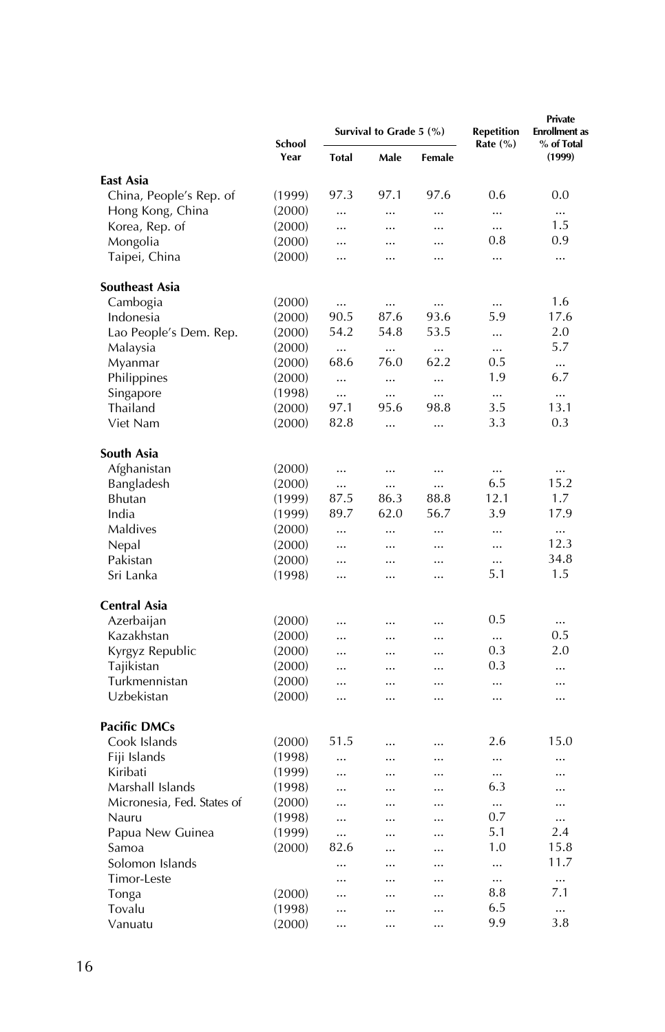| | School Year | Survival to Grade 5 (%) | | | Repetition Rate (%) | Private Enrollment as % of Total (1999) |
|---|---|---|---|---|---|---|
| | | Total | Male | Female | | |
| **East Asia** | | | | | | |
| China, People's Rep. of | (1999) | 97.3 | 97.1 | 97.6 | 0.6 | 0.0 |
| Hong Kong, China | (2000) | ... | ... | ... | ... | ... |
| Korea, Rep. of | (2000) | ... | ... | ... | ... | 1.5 |
| Mongolia | (2000) | ... | ... | ... | 0.8 | 0.9 |
| Taipei, China | (2000) | ... | ... | ... | ... | ... |
| **Southeast Asia** | | | | | | |
| Cambogia | (2000) | ... | ... | ... | ... | 1.6 |
| Indonesia | (2000) | 90.5 | 87.6 | 93.6 | 5.9 | 17.6 |
| Lao People's Dem. Rep. | (2000) | 54.2 | 54.8 | 53.5 | ... | 2.0 |
| Malaysia | (2000) | ... | ... | ... | ... | 5.7 |
| Myanmar | (2000) | 68.6 | 76.0 | 62.2 | 0.5 | ... |
| Philippines | (2000) | ... | ... | ... | 1.9 | 6.7 |
| Singapore | (1998) | ... | ... | ... | ... | ... |
| Thailand | (2000) | 97.1 | 95.6 | 98.8 | 3.5 | 13.1 |
| Viet Nam | (2000) | 82.8 | ... | ... | 3.3 | 0.3 |
| **South Asia** | | | | | | |
| Afghanistan | (2000) | ... | ... | ... | ... | ... |
| Bangladesh | (2000) | ... | ... | ... | 6.5 | 15.2 |
| Bhutan | (1999) | 87.5 | 86.3 | 88.8 | 12.1 | 1.7 |
| India | (1999) | 89.7 | 62.0 | 56.7 | 3.9 | 17.9 |
| Maldives | (2000) | ... | ... | ... | ... | ... |
| Nepal | (2000) | ... | ... | ... | ... | 12.3 |
| Pakistan | (2000) | ... | ... | ... | ... | 34.8 |
| Sri Lanka | (1998) | ... | ... | ... | 5.1 | 1.5 |
| **Central Asia** | | | | | | |
| Azerbaijan | (2000) | ... | ... | ... | 0.5 | ... |
| Kazakhstan | (2000) | ... | ... | ... | ... | 0.5 |
| Kyrgyz Republic | (2000) | ... | ... | ... | 0.3 | 2.0 |
| Tajikistan | (2000) | ... | ... | ... | 0.3 | ... |
| Turkmennistan | (2000) | ... | ... | ... | ... | ... |
| Uzbekistan | (2000) | ... | ... | ... | ... | ... |
| **Pacific DMCs** | | | | | | |
| Cook Islands | (2000) | 51.5 | ... | ... | 2.6 | 15.0 |
| Fiji Islands | (1998) | ... | ... | ... | ... | ... |
| Kiribati | (1999) | ... | ... | ... | ... | ... |
| Marshall Islands | (1998) | ... | ... | ... | 6.3 | ... |
| Micronesia, Fed. States of | (2000) | ... | ... | ... | ... | ... |
| Nauru | (1998) | ... | ... | ... | 0.7 | ... |
| Papua New Guinea | (1999) | ... | ... | ... | 5.1 | 2.4 |
| Samoa | (2000) | 82.6 | ... | ... | 1.0 | 15.8 |
| Solomon Islands | | ... | ... | ... | ... | 11.7 |
| Timor-Leste | | ... | ... | ... | ... | ... |
| Tonga | (2000) | ... | ... | ... | 8.8 | 7.1 |
| Tovalu | (1998) | ... | ... | ... | 6.5 | ... |
| Vanuatu | (2000) | ... | ... | ... | 9.9 | 3.8 |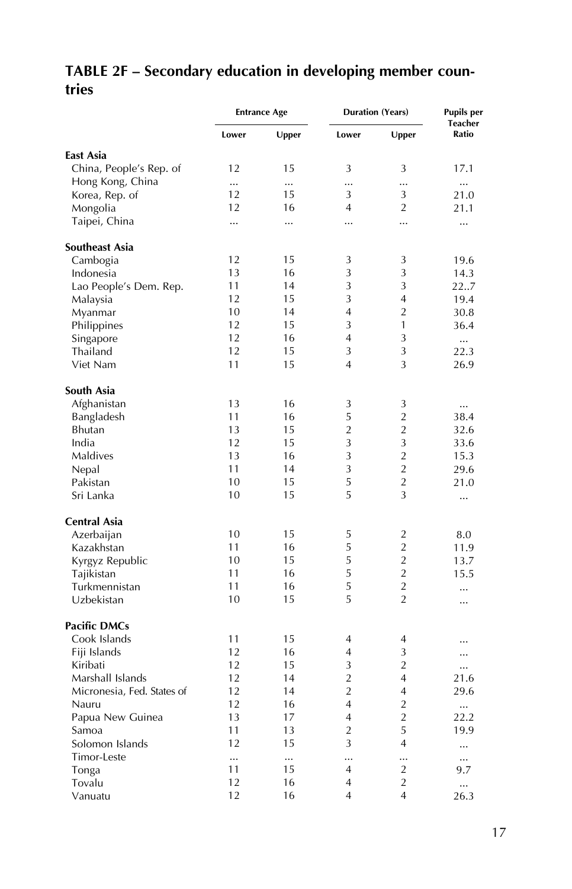## TABLE 2F – Secondary education in developing member countries

| | Entrance Age | | Duration (Years) | | Pupils per Teacher Ratio |
|---|---|---|---|---|---|
| | Lower | Upper | Lower | Upper | |
| **East Asia** | | | | | |
| China, People's Rep. of | 12 | 15 | 3 | 3 | 17.1 |
| Hong Kong, China | ... | ... | ... | ... | ... |
| Korea, Rep. of | 12 | 15 | 3 | 3 | 21.0 |
| Mongolia | 12 | 16 | 4 | 2 | 21.1 |
| Taipei, China | ... | ... | ... | ... | ... |
| **Southeast Asia** | | | | | |
| Cambogia | 12 | 15 | 3 | 3 | 19.6 |
| Indonesia | 13 | 16 | 3 | 3 | 14.3 |
| Lao People's Dem. Rep. | 11 | 14 | 3 | 3 | 22..7 |
| Malaysia | 12 | 15 | 3 | 4 | 19.4 |
| Myanmar | 10 | 14 | 4 | 2 | 30.8 |
| Philippines | 12 | 15 | 3 | 1 | 36.4 |
| Singapore | 12 | 16 | 4 | 3 | ... |
| Thailand | 12 | 15 | 3 | 3 | 22.3 |
| Viet Nam | 11 | 15 | 4 | 3 | 26.9 |
| **South Asia** | | | | | |
| Afghanistan | 13 | 16 | 3 | 3 | ... |
| Bangladesh | 11 | 16 | 5 | 2 | 38.4 |
| Bhutan | 13 | 15 | 2 | 2 | 32.6 |
| India | 12 | 15 | 3 | 3 | 33.6 |
| Maldives | 13 | 16 | 3 | 2 | 15.3 |
| Nepal | 11 | 14 | 3 | 2 | 29.6 |
| Pakistan | 10 | 15 | 5 | 2 | 21.0 |
| Sri Lanka | 10 | 15 | 5 | 3 | ... |
| **Central Asia** | | | | | |
| Azerbaijan | 10 | 15 | 5 | 2 | 8.0 |
| Kazakhstan | 11 | 16 | 5 | 2 | 11.9 |
| Kyrgyz Republic | 10 | 15 | 5 | 2 | 13.7 |
| Tajikistan | 11 | 16 | 5 | 2 | 15.5 |
| Turkmennistan | 11 | 16 | 5 | 2 | ... |
| Uzbekistan | 10 | 15 | 5 | 2 | ... |
| **Pacific DMCs** | | | | | |
| Cook Islands | 11 | 15 | 4 | 4 | ... |
| Fiji Islands | 12 | 16 | 4 | 3 | ... |
| Kiribati | 12 | 15 | 3 | 2 | ... |
| Marshall Islands | 12 | 14 | 2 | 4 | 21.6 |
| Micronesia, Fed. States of | 12 | 14 | 2 | 4 | 29.6 |
| Nauru | 12 | 16 | 4 | 2 | ... |
| Papua New Guinea | 13 | 17 | 4 | 2 | 22.2 |
| Samoa | 11 | 13 | 2 | 5 | 19.9 |
| Solomon Islands | 12 | 15 | 3 | 4 | ... |
| Timor-Leste | ... | ... | ... | ... | ... |
| Tonga | 11 | 15 | 4 | 2 | 9.7 |
| Tovalu | 12 | 16 | 4 | 2 | ... |
| Vanuatu | 12 | 16 | 4 | 4 | 26.3 |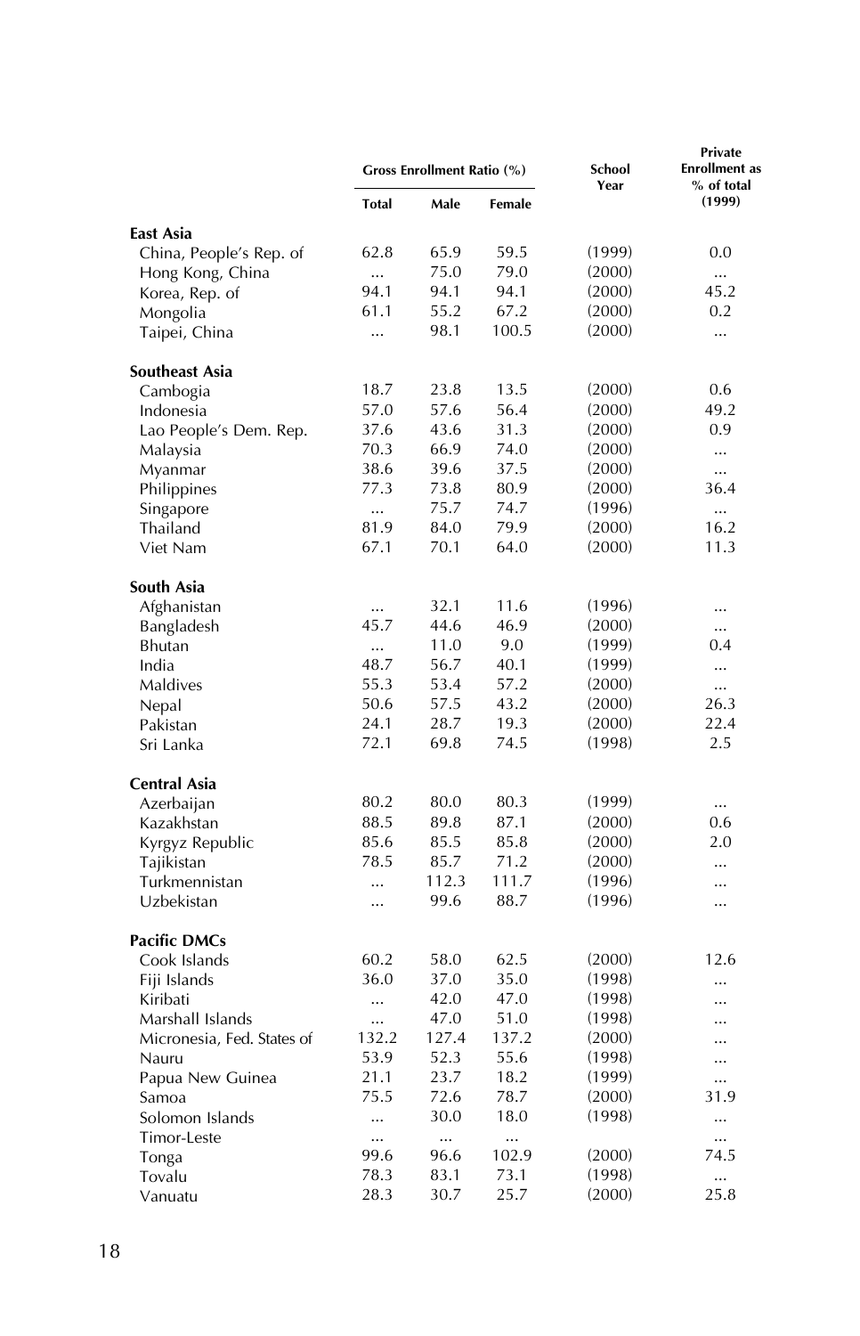| | Gross Enrollment Ratio (%) | | | School Year | Private Enrollment as % of total (1999) |
|---|---|---|---|---|---|
| | Total | Male | Female | | |
| **East Asia** | | | | | |
| China, People's Rep. of | 62.8 | 65.9 | 59.5 | (1999) | 0.0 |
| Hong Kong, China | ... | 75.0 | 79.0 | (2000) | ... |
| Korea, Rep. of | 94.1 | 94.1 | 94.1 | (2000) | 45.2 |
| Mongolia | 61.1 | 55.2 | 67.2 | (2000) | 0.2 |
| Taipei, China | ... | 98.1 | 100.5 | (2000) | ... |
| **Southeast Asia** | | | | | |
| Cambogia | 18.7 | 23.8 | 13.5 | (2000) | 0.6 |
| Indonesia | 57.0 | 57.6 | 56.4 | (2000) | 49.2 |
| Lao People's Dem. Rep. | 37.6 | 43.6 | 31.3 | (2000) | 0.9 |
| Malaysia | 70.3 | 66.9 | 74.0 | (2000) | ... |
| Myanmar | 38.6 | 39.6 | 37.5 | (2000) | ... |
| Philippines | 77.3 | 73.8 | 80.9 | (2000) | 36.4 |
| Singapore | ... | 75.7 | 74.7 | (1996) | ... |
| Thailand | 81.9 | 84.0 | 79.9 | (2000) | 16.2 |
| Viet Nam | 67.1 | 70.1 | 64.0 | (2000) | 11.3 |
| **South Asia** | | | | | |
| Afghanistan | ... | 32.1 | 11.6 | (1996) | ... |
| Bangladesh | 45.7 | 44.6 | 46.9 | (2000) | ... |
| Bhutan | ... | 11.0 | 9.0 | (1999) | 0.4 |
| India | 48.7 | 56.7 | 40.1 | (1999) | ... |
| Maldives | 55.3 | 53.4 | 57.2 | (2000) | ... |
| Nepal | 50.6 | 57.5 | 43.2 | (2000) | 26.3 |
| Pakistan | 24.1 | 28.7 | 19.3 | (2000) | 22.4 |
| Sri Lanka | 72.1 | 69.8 | 74.5 | (1998) | 2.5 |
| **Central Asia** | | | | | |
| Azerbaijan | 80.2 | 80.0 | 80.3 | (1999) | ... |
| Kazakhstan | 88.5 | 89.8 | 87.1 | (2000) | 0.6 |
| Kyrgyz Republic | 85.6 | 85.5 | 85.8 | (2000) | 2.0 |
| Tajikistan | 78.5 | 85.7 | 71.2 | (2000) | ... |
| Turkmennistan | ... | 112.3 | 111.7 | (1996) | ... |
| Uzbekistan | ... | 99.6 | 88.7 | (1996) | ... |
| **Pacific DMCs** | | | | | |
| Cook Islands | 60.2 | 58.0 | 62.5 | (2000) | 12.6 |
| Fiji Islands | 36.0 | 37.0 | 35.0 | (1998) | ... |
| Kiribati | ... | 42.0 | 47.0 | (1998) | ... |
| Marshall Islands | ... | 47.0 | 51.0 | (1998) | ... |
| Micronesia, Fed. States of | 132.2 | 127.4 | 137.2 | (2000) | ... |
| Nauru | 53.9 | 52.3 | 55.6 | (1998) | ... |
| Papua New Guinea | 21.1 | 23.7 | 18.2 | (1999) | ... |
| Samoa | 75.5 | 72.6 | 78.7 | (2000) | 31.9 |
| Solomon Islands | ... | 30.0 | 18.0 | (1998) | ... |
| Timor-Leste | ... | ... | ... | | ... |
| Tonga | 99.6 | 96.6 | 102.9 | (2000) | 74.5 |
| Tovalu | 78.3 | 83.1 | 73.1 | (1998) | ... |
| Vanuatu | 28.3 | 30.7 | 25.7 | (2000) | 25.8 |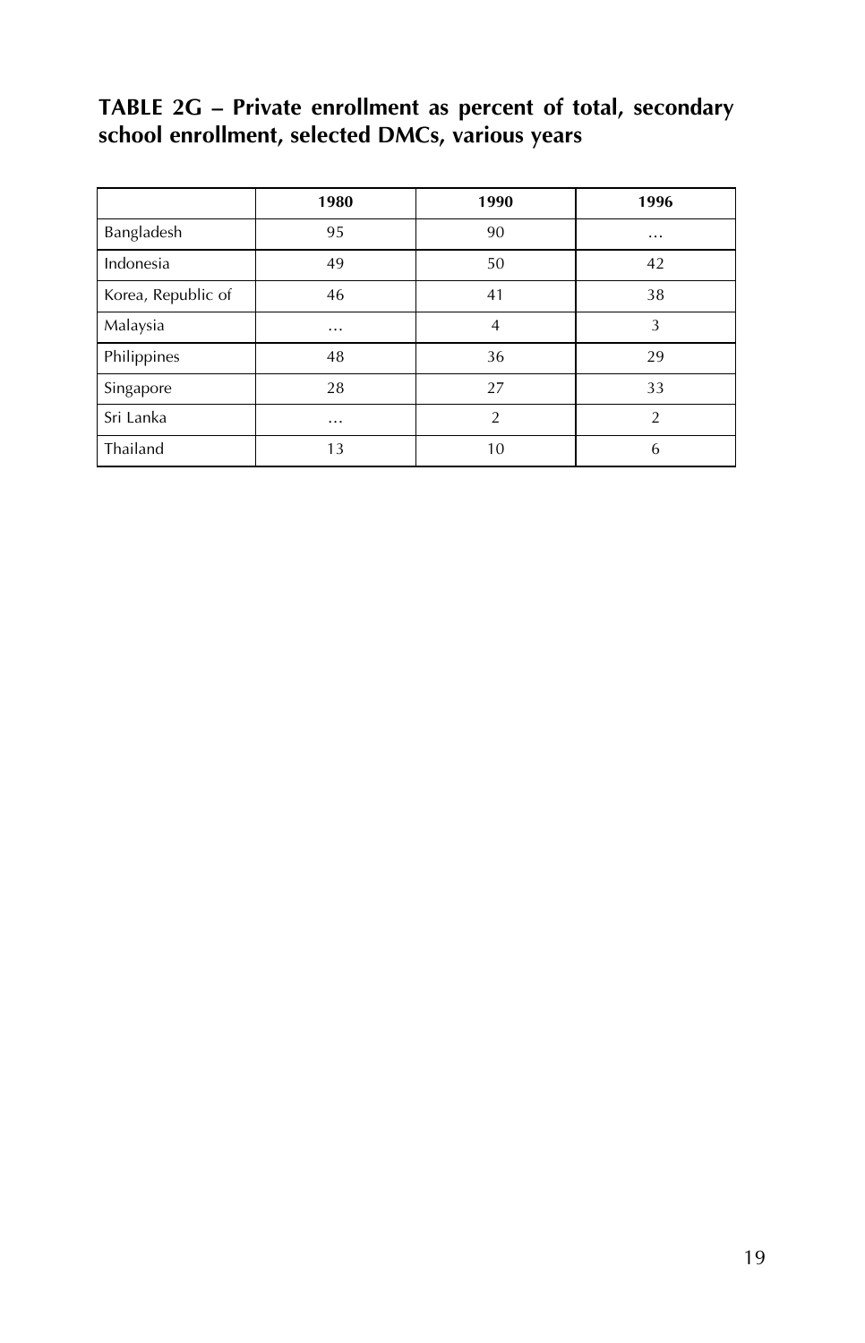**TABLE 2G – Private enrollment as percent of total, secondary school enrollment, selected DMCs, various years**

| | 1980 | 1990 | 1996 |
|---|---|---|---|
| Bangladesh | 95 | 90 | … |
| Indonesia | 49 | 50 | 42 |
| Korea, Republic of | 46 | 41 | 38 |
| Malaysia | … | 4 | 3 |
| Philippines | 48 | 36 | 29 |
| Singapore | 28 | 27 | 33 |
| Sri Lanka | … | 2 | 2 |
| Thailand | 13 | 10 | 6 |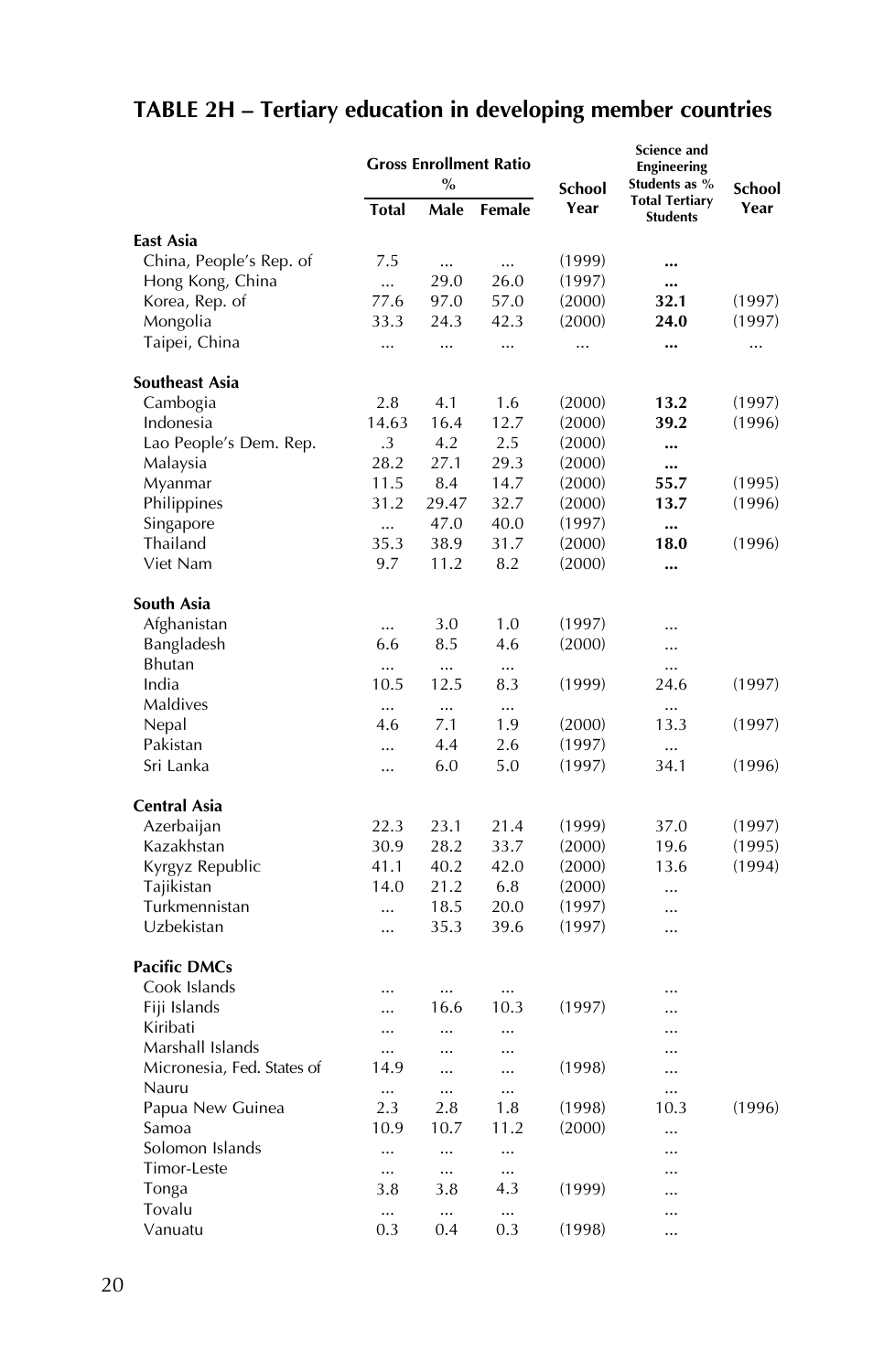## TABLE 2H – Tertiary education in developing member countries

| | Gross Enrollment Ratio % | | | School Year | Science and Engineering Students as % Total Tertiary Students | School Year |
|---|---|---|---|---|---|---|
| | Total | Male | Female | | | |
| **East Asia** | | | | | | |
| China, People's Rep. of | 7.5 | ... | ... | (1999) | **...** | |
| Hong Kong, China | ... | 29.0 | 26.0 | (1997) | **...** | |
| Korea, Rep. of | 77.6 | 97.0 | 57.0 | (2000) | **32.1** | (1997) |
| Mongolia | 33.3 | 24.3 | 42.3 | (2000) | **24.0** | (1997) |
| Taipei, China | ... | ... | ... | ... | **...** | ... |
| **Southeast Asia** | | | | | | |
| Cambogia | 2.8 | 4.1 | 1.6 | (2000) | **13.2** | (1997) |
| Indonesia | 14.63 | 16.4 | 12.7 | (2000) | **39.2** | (1996) |
| Lao People's Dem. Rep. | .3 | 4.2 | 2.5 | (2000) | **...** | |
| Malaysia | 28.2 | 27.1 | 29.3 | (2000) | **...** | |
| Myanmar | 11.5 | 8.4 | 14.7 | (2000) | **55.7** | (1995) |
| Philippines | 31.2 | 29.47 | 32.7 | (2000) | **13.7** | (1996) |
| Singapore | ... | 47.0 | 40.0 | (1997) | **...** | |
| Thailand | 35.3 | 38.9 | 31.7 | (2000) | **18.0** | (1996) |
| Viet Nam | 9.7 | 11.2 | 8.2 | (2000) | **...** | |
| **South Asia** | | | | | | |
| Afghanistan | ... | 3.0 | 1.0 | (1997) | ... | |
| Bangladesh | 6.6 | 8.5 | 4.6 | (2000) | ... | |
| Bhutan | ... | ... | ... | | ... | |
| India | 10.5 | 12.5 | 8.3 | (1999) | 24.6 | (1997) |
| Maldives | ... | ... | ... | | ... | |
| Nepal | 4.6 | 7.1 | 1.9 | (2000) | 13.3 | (1997) |
| Pakistan | ... | 4.4 | 2.6 | (1997) | ... | |
| Sri Lanka | ... | 6.0 | 5.0 | (1997) | 34.1 | (1996) |
| **Central Asia** | | | | | | |
| Azerbaijan | 22.3 | 23.1 | 21.4 | (1999) | 37.0 | (1997) |
| Kazakhstan | 30.9 | 28.2 | 33.7 | (2000) | 19.6 | (1995) |
| Kyrgyz Republic | 41.1 | 40.2 | 42.0 | (2000) | 13.6 | (1994) |
| Tajikistan | 14.0 | 21.2 | 6.8 | (2000) | ... | |
| Turkmennistan | ... | 18.5 | 20.0 | (1997) | ... | |
| Uzbekistan | ... | 35.3 | 39.6 | (1997) | ... | |
| **Pacific DMCs** | | | | | | |
| Cook Islands | ... | ... | ... | | ... | |
| Fiji Islands | ... | 16.6 | 10.3 | (1997) | ... | |
| Kiribati | ... | ... | ... | | ... | |
| Marshall Islands | ... | ... | ... | | ... | |
| Micronesia, Fed. States of | 14.9 | ... | ... | (1998) | ... | |
| Nauru | ... | ... | ... | | ... | |
| Papua New Guinea | 2.3 | 2.8 | 1.8 | (1998) | 10.3 | (1996) |
| Samoa | 10.9 | 10.7 | 11.2 | (2000) | ... | |
| Solomon Islands | ... | ... | ... | | ... | |
| Timor-Leste | ... | ... | ... | | ... | |
| Tonga | 3.8 | 3.8 | 4.3 | (1999) | ... | |
| Tovalu | ... | ... | ... | | ... | |
| Vanuatu | 0.3 | 0.4 | 0.3 | (1998) | ... | |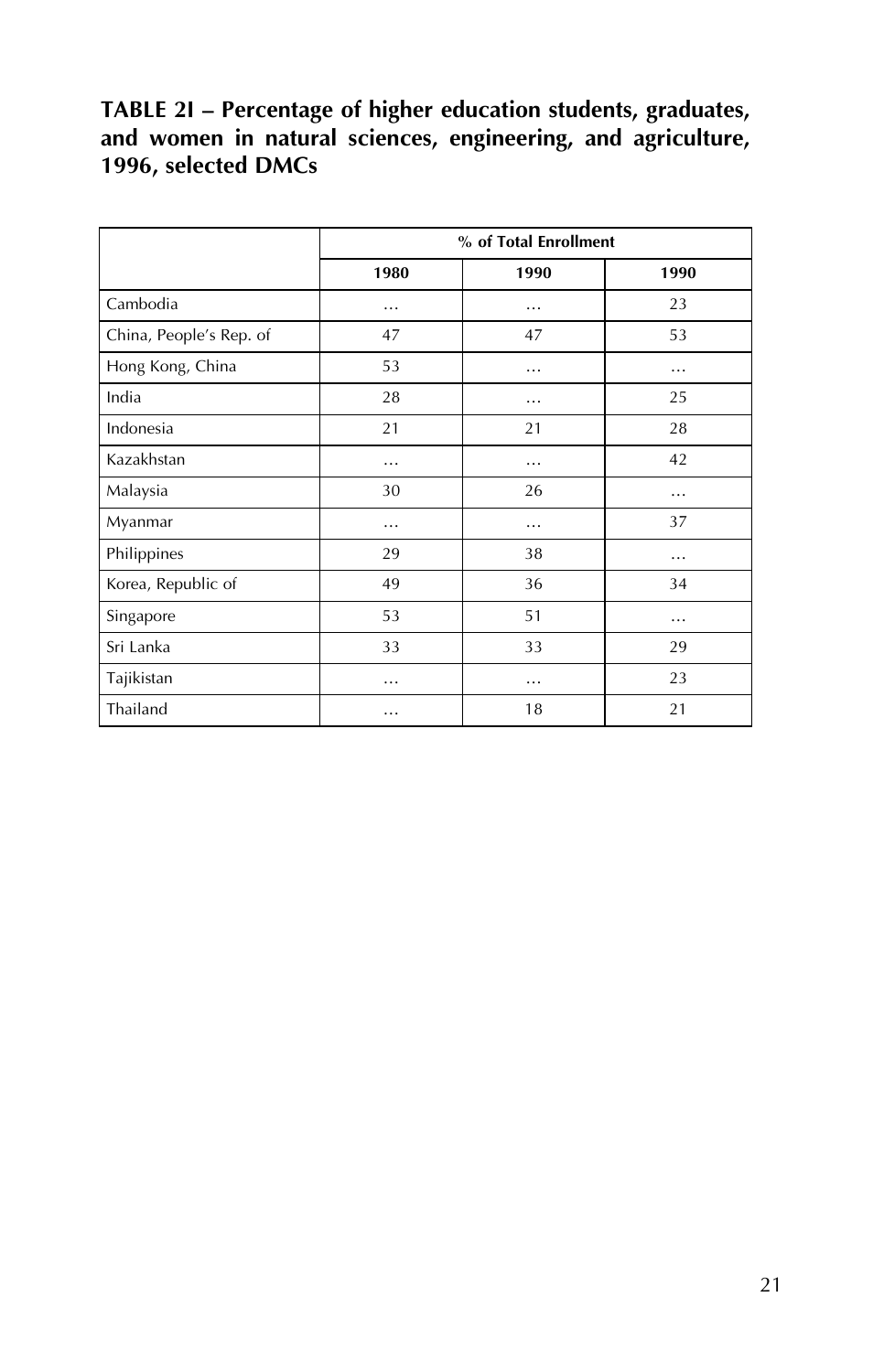**TABLE 2I – Percentage of higher education students, graduates, and women in natural sciences, engineering, and agriculture, 1996, selected DMCs**

| | % of Total Enrollment | | |
|---|---|---|---|
| | 1980 | 1990 | 1990 |
| Cambodia | … | … | 23 |
| China, People's Rep. of | 47 | 47 | 53 |
| Hong Kong, China | 53 | … | … |
| India | 28 | … | 25 |
| Indonesia | 21 | 21 | 28 |
| Kazakhstan | … | … | 42 |
| Malaysia | 30 | 26 | … |
| Myanmar | … | … | 37 |
| Philippines | 29 | 38 | … |
| Korea, Republic of | 49 | 36 | 34 |
| Singapore | 53 | 51 | … |
| Sri Lanka | 33 | 33 | 29 |
| Tajikistan | … | … | 23 |
| Thailand | … | 18 | 21 |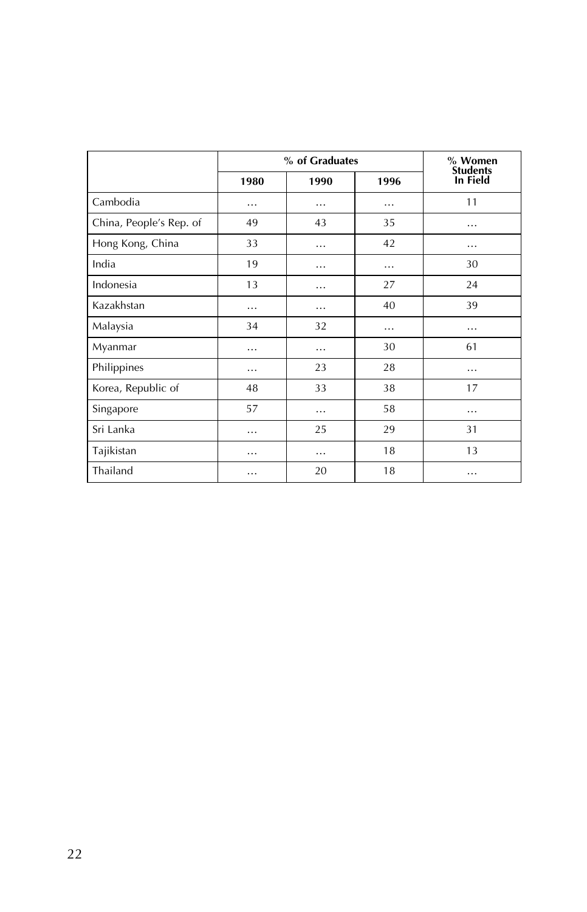| | % of Graduates | | | % Women Students In Field |
|---|---|---|---|---|
| | 1980 | 1990 | 1996 | |
| Cambodia | … | … | … | 11 |
| China, People's Rep. of | 49 | 43 | 35 | … |
| Hong Kong, China | 33 | … | 42 | … |
| India | 19 | … | … | 30 |
| Indonesia | 13 | … | 27 | 24 |
| Kazakhstan | … | … | 40 | 39 |
| Malaysia | 34 | 32 | … | … |
| Myanmar | … | … | 30 | 61 |
| Philippines | … | 23 | 28 | … |
| Korea, Republic of | 48 | 33 | 38 | 17 |
| Singapore | 57 | … | 58 | … |
| Sri Lanka | … | 25 | 29 | 31 |
| Tajikistan | … | … | 18 | 13 |
| Thailand | … | 20 | 18 | … |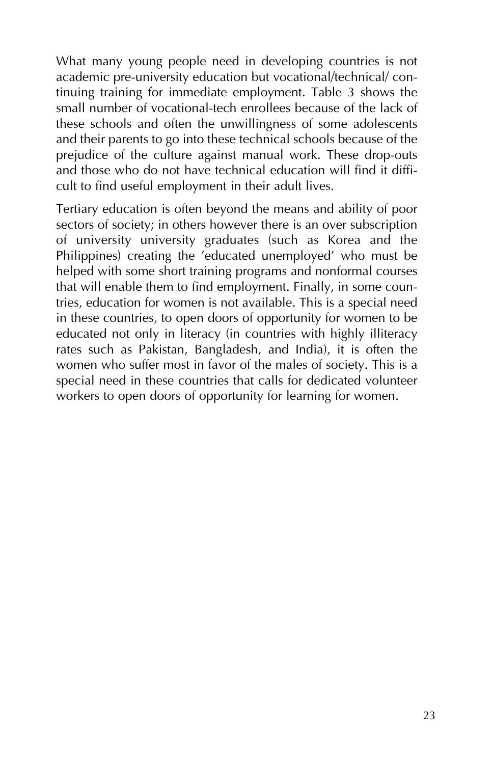What many young people need in developing countries is not academic pre-university education but vocational/technical/ continuing training for immediate employment. Table 3 shows the small number of vocational-tech enrollees because of the lack of these schools and often the unwillingness of some adolescents and their parents to go into these technical schools because of the prejudice of the culture against manual work. These drop-outs and those who do not have technical education will find it difficult to find useful employment in their adult lives.

Tertiary education is often beyond the means and ability of poor sectors of society; in others however there is an over subscription of university university graduates (such as Korea and the Philippines) creating the 'educated unemployed' who must be helped with some short training programs and nonformal courses that will enable them to find employment. Finally, in some countries, education for women is not available. This is a special need in these countries, to open doors of opportunity for women to be educated not only in literacy (in countries with highly illiteracy rates such as Pakistan, Bangladesh, and India), it is often the women who suffer most in favor of the males of society. This is a special need in these countries that calls for dedicated volunteer workers to open doors of opportunity for learning for women.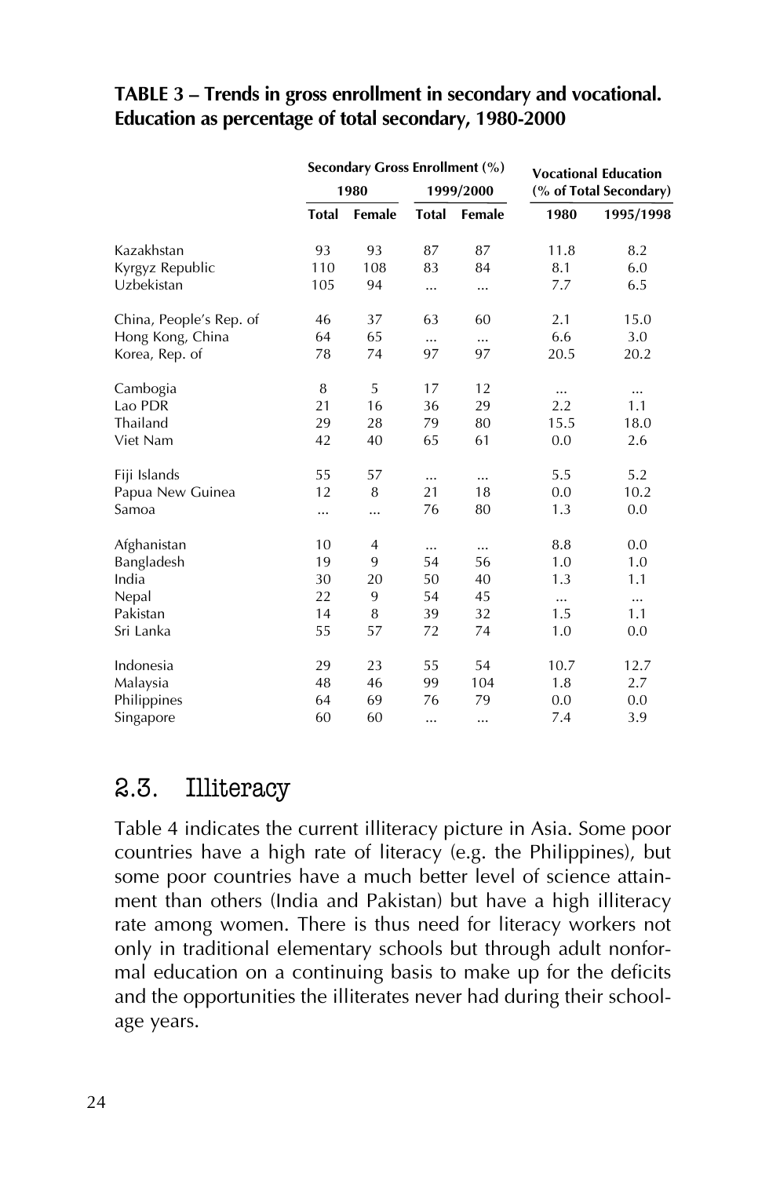**TABLE 3 – Trends in gross enrollment in secondary and vocational. Education as percentage of total secondary, 1980-2000**

| | Secondary Gross Enrollment (%) | | | | Vocational Education (% of Total Secondary) | |
|---|---|---|---|---|---|---|
| | 1980 | | 1999/2000 | | | |
| | Total | Female | Total | Female | 1980 | 1995/1998 |
| Kazakhstan | 93 | 93 | 87 | 87 | 11.8 | 8.2 |
| Kyrgyz Republic | 110 | 108 | 83 | 84 | 8.1 | 6.0 |
| Uzbekistan | 105 | 94 | ... | ... | 7.7 | 6.5 |
| China, People's Rep. of | 46 | 37 | 63 | 60 | 2.1 | 15.0 |
| Hong Kong, China | 64 | 65 | ... | ... | 6.6 | 3.0 |
| Korea, Rep. of | 78 | 74 | 97 | 97 | 20.5 | 20.2 |
| Cambogia | 8 | 5 | 17 | 12 | ... | ... |
| Lao PDR | 21 | 16 | 36 | 29 | 2.2 | 1.1 |
| Thailand | 29 | 28 | 79 | 80 | 15.5 | 18.0 |
| Viet Nam | 42 | 40 | 65 | 61 | 0.0 | 2.6 |
| Fiji Islands | 55 | 57 | ... | ... | 5.5 | 5.2 |
| Papua New Guinea | 12 | 8 | 21 | 18 | 0.0 | 10.2 |
| Samoa | ... | ... | 76 | 80 | 1.3 | 0.0 |
| Afghanistan | 10 | 4 | ... | ... | 8.8 | 0.0 |
| Bangladesh | 19 | 9 | 54 | 56 | 1.0 | 1.0 |
| India | 30 | 20 | 50 | 40 | 1.3 | 1.1 |
| Nepal | 22 | 9 | 54 | 45 | ... | ... |
| Pakistan | 14 | 8 | 39 | 32 | 1.5 | 1.1 |
| Sri Lanka | 55 | 57 | 72 | 74 | 1.0 | 0.0 |
| Indonesia | 29 | 23 | 55 | 54 | 10.7 | 12.7 |
| Malaysia | 48 | 46 | 99 | 104 | 1.8 | 2.7 |
| Philippines | 64 | 69 | 76 | 79 | 0.0 | 0.0 |
| Singapore | 60 | 60 | ... | ... | 7.4 | 3.9 |

## 2.3. Illiteracy

Table 4 indicates the current illiteracy picture in Asia. Some poor countries have a high rate of literacy (e.g. the Philippines), but some poor countries have a much better level of science attainment than others (India and Pakistan) but have a high illiteracy rate among women. There is thus need for literacy workers not only in traditional elementary schools but through adult nonformal education on a continuing basis to make up for the deficits and the opportunities the illiterates never had during their school-age years.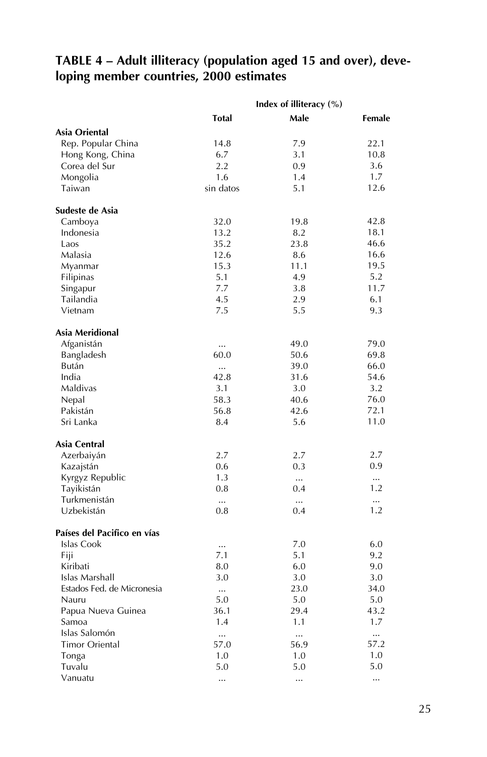**TABLE 4 – Adult illiteracy (population aged 15 and over), developing member countries, 2000 estimates**

| | Index of illiteracy (%) | | |
|---|---|---|---|
| | Total | Male | Female |
| **Asia Oriental** | | | |
| Rep. Popular China | 14.8 | 7.9 | 22.1 |
| Hong Kong, China | 6.7 | 3.1 | 10.8 |
| Corea del Sur | 2.2 | 0.9 | 3.6 |
| Mongolia | 1.6 | 1.4 | 1.7 |
| Taiwan | sin datos | 5.1 | 12.6 |
| **Sudeste de Asia** | | | |
| Camboya | 32.0 | 19.8 | 42.8 |
| Indonesia | 13.2 | 8.2 | 18.1 |
| Laos | 35.2 | 23.8 | 46.6 |
| Malasia | 12.6 | 8.6 | 16.6 |
| Myanmar | 15.3 | 11.1 | 19.5 |
| Filipinas | 5.1 | 4.9 | 5.2 |
| Singapur | 7.7 | 3.8 | 11.7 |
| Tailandia | 4.5 | 2.9 | 6.1 |
| Vietnam | 7.5 | 5.5 | 9.3 |
| **Asia Meridional** | | | |
| Afganistán | ... | 49.0 | 79.0 |
| Bangladesh | 60.0 | 50.6 | 69.8 |
| Bután | ... | 39.0 | 66.0 |
| India | 42.8 | 31.6 | 54.6 |
| Maldivas | 3.1 | 3.0 | 3.2 |
| Nepal | 58.3 | 40.6 | 76.0 |
| Pakistán | 56.8 | 42.6 | 72.1 |
| Sri Lanka | 8.4 | 5.6 | 11.0 |
| **Asia Central** | | | |
| Azerbaiyán | 2.7 | 2.7 | 2.7 |
| Kazajstán | 0.6 | 0.3 | 0.9 |
| Kyrgyz Republic | 1.3 | ... | ... |
| Tayikistán | 0.8 | 0.4 | 1.2 |
| Turkmenistán | ... | ... | ... |
| Uzbekistán | 0.8 | 0.4 | 1.2 |
| **Países del Pacífico en vías** | | | |
| Islas Cook | ... | 7.0 | 6.0 |
| Fiji | 7.1 | 5.1 | 9.2 |
| Kiribati | 8.0 | 6.0 | 9.0 |
| Islas Marshall | 3.0 | 3.0 | 3.0 |
| Estados Fed. de Micronesia | ... | 23.0 | 34.0 |
| Nauru | 5.0 | 5.0 | 5.0 |
| Papua Nueva Guinea | 36.1 | 29.4 | 43.2 |
| Samoa | 1.4 | 1.1 | 1.7 |
| Islas Salomón | ... | ... | ... |
| Timor Oriental | 57.0 | 56.9 | 57.2 |
| Tonga | 1.0 | 1.0 | 1.0 |
| Tuvalu | 5.0 | 5.0 | 5.0 |
| Vanuatu | ... | ... | ... |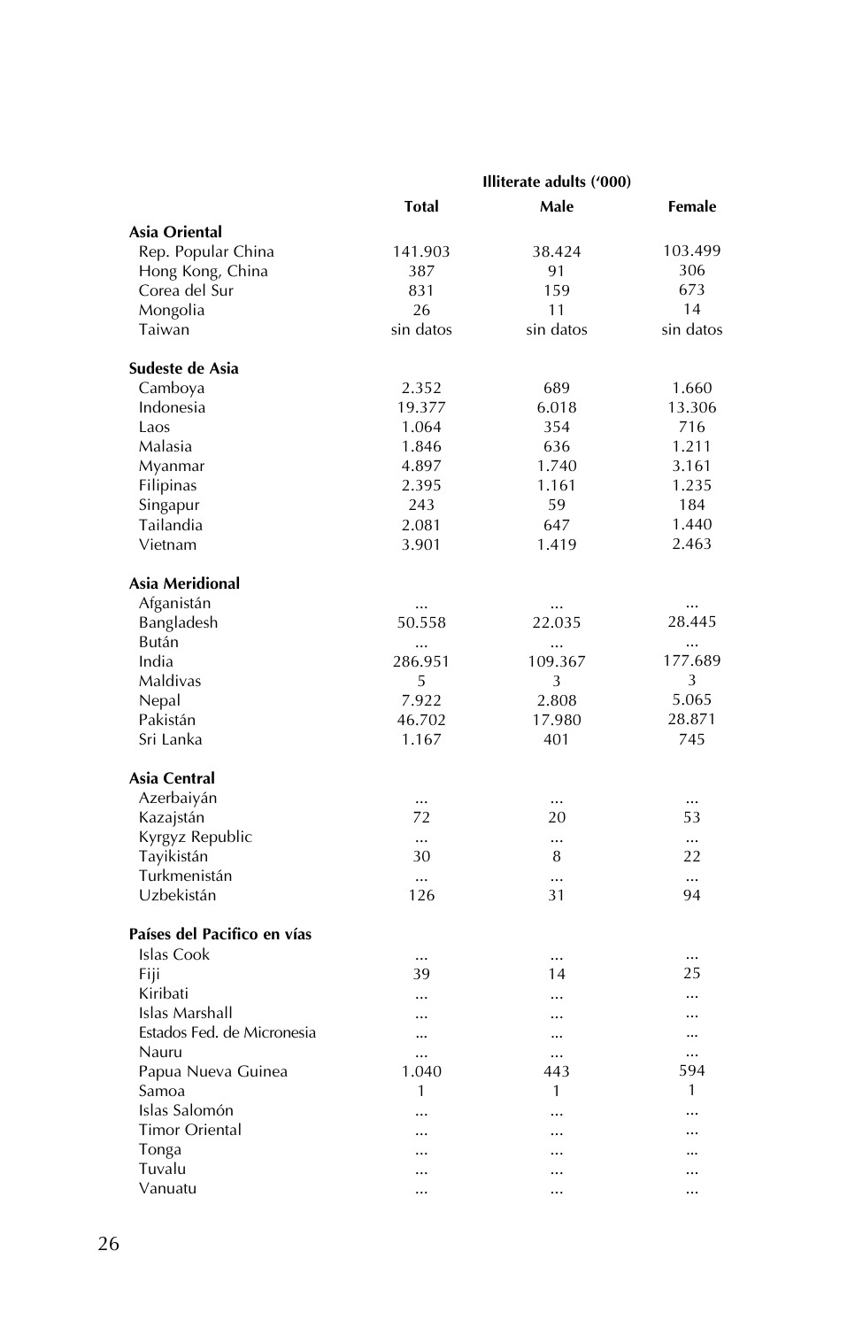| | Illiterate adults ('000) | | |
|---|---|---|---|
| | **Total** | **Male** | **Female** |
| **Asia Oriental** | | | |
| Rep. Popular China | 141.903 | 38.424 | 103.499 |
| Hong Kong, China | 387 | 91 | 306 |
| Corea del Sur | 831 | 159 | 673 |
| Mongolia | 26 | 11 | 14 |
| Taiwan | sin datos | sin datos | sin datos |
| **Sudeste de Asia** | | | |
| Camboya | 2.352 | 689 | 1.660 |
| Indonesia | 19.377 | 6.018 | 13.306 |
| Laos | 1.064 | 354 | 716 |
| Malasia | 1.846 | 636 | 1.211 |
| Myanmar | 4.897 | 1.740 | 3.161 |
| Filipinas | 2.395 | 1.161 | 1.235 |
| Singapur | 243 | 59 | 184 |
| Tailandia | 2.081 | 647 | 1.440 |
| Vietnam | 3.901 | 1.419 | 2.463 |
| **Asia Meridional** | | | |
| Afganistán | ... | ... | ... |
| Bangladesh | 50.558 | 22.035 | 28.445 |
| Bután | ... | ... | ... |
| India | 286.951 | 109.367 | 177.689 |
| Maldivas | 5 | 3 | 3 |
| Nepal | 7.922 | 2.808 | 5.065 |
| Pakistán | 46.702 | 17.980 | 28.871 |
| Sri Lanka | 1.167 | 401 | 745 |
| **Asia Central** | | | |
| Azerbaiyán | ... | ... | ... |
| Kazajstán | 72 | 20 | 53 |
| Kyrgyz Republic | ... | ... | ... |
| Tayikistán | 30 | 8 | 22 |
| Turkmenistán | ... | ... | ... |
| Uzbekistán | 126 | 31 | 94 |
| **Países del Pacifico en vías** | | | |
| Islas Cook | ... | ... | ... |
| Fiji | 39 | 14 | 25 |
| Kiribati | ... | ... | ... |
| Islas Marshall | ... | ... | ... |
| Estados Fed. de Micronesia | ... | ... | ... |
| Nauru | ... | ... | ... |
| Papua Nueva Guinea | 1.040 | 443 | 594 |
| Samoa | 1 | 1 | 1 |
| Islas Salomón | ... | ... | ... |
| Timor Oriental | ... | ... | ... |
| Tonga | ... | ... | ... |
| Tuvalu | ... | ... | ... |
| Vanuatu | ... | ... | ... |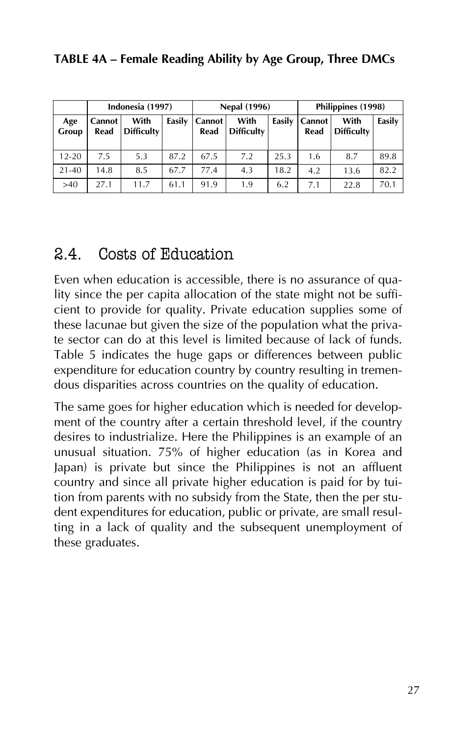**TABLE 4A – Female Reading Ability by Age Group, Three DMCs**

| | Indonesia (1997) | | | Nepal (1996) | | | Philippines (1998) | | |
|---|---|---|---|---|---|---|---|---|---|
| Age Group | Cannot Read | With Difficulty | Easily | Cannot Read | With Difficulty | Easily | Cannot Read | With Difficulty | Easily |
| 12-20 | 7.5 | 5.3 | 87.2 | 67.5 | 7.2 | 25.3 | 1.6 | 8.7 | 89.8 |
| 21-40 | 14.8 | 8.5 | 67.7 | 77.4 | 4.3 | 18.2 | 4.2 | 13.6 | 82.2 |
| >40 | 27.1 | 11.7 | 61.1 | 91.9 | 1.9 | 6.2 | 7.1 | 22.8 | 70.1 |

## 2.4. Costs of Education

Even when education is accessible, there is no assurance of quality since the per capita allocation of the state might not be sufficient to provide for quality. Private education supplies some of these lacunae but given the size of the population what the private sector can do at this level is limited because of lack of funds. Table 5 indicates the huge gaps or differences between public expenditure for education country by country resulting in tremendous disparities across countries on the quality of education.

The same goes for higher education which is needed for development of the country after a certain threshold level, if the country desires to industrialize. Here the Philippines is an example of an unusual situation. 75% of higher education (as in Korea and Japan) is private but since the Philippines is not an affluent country and since all private higher education is paid for by tuition from parents with no subsidy from the State, then the per student expenditures for education, public or private, are small resulting in a lack of quality and the subsequent unemployment of these graduates.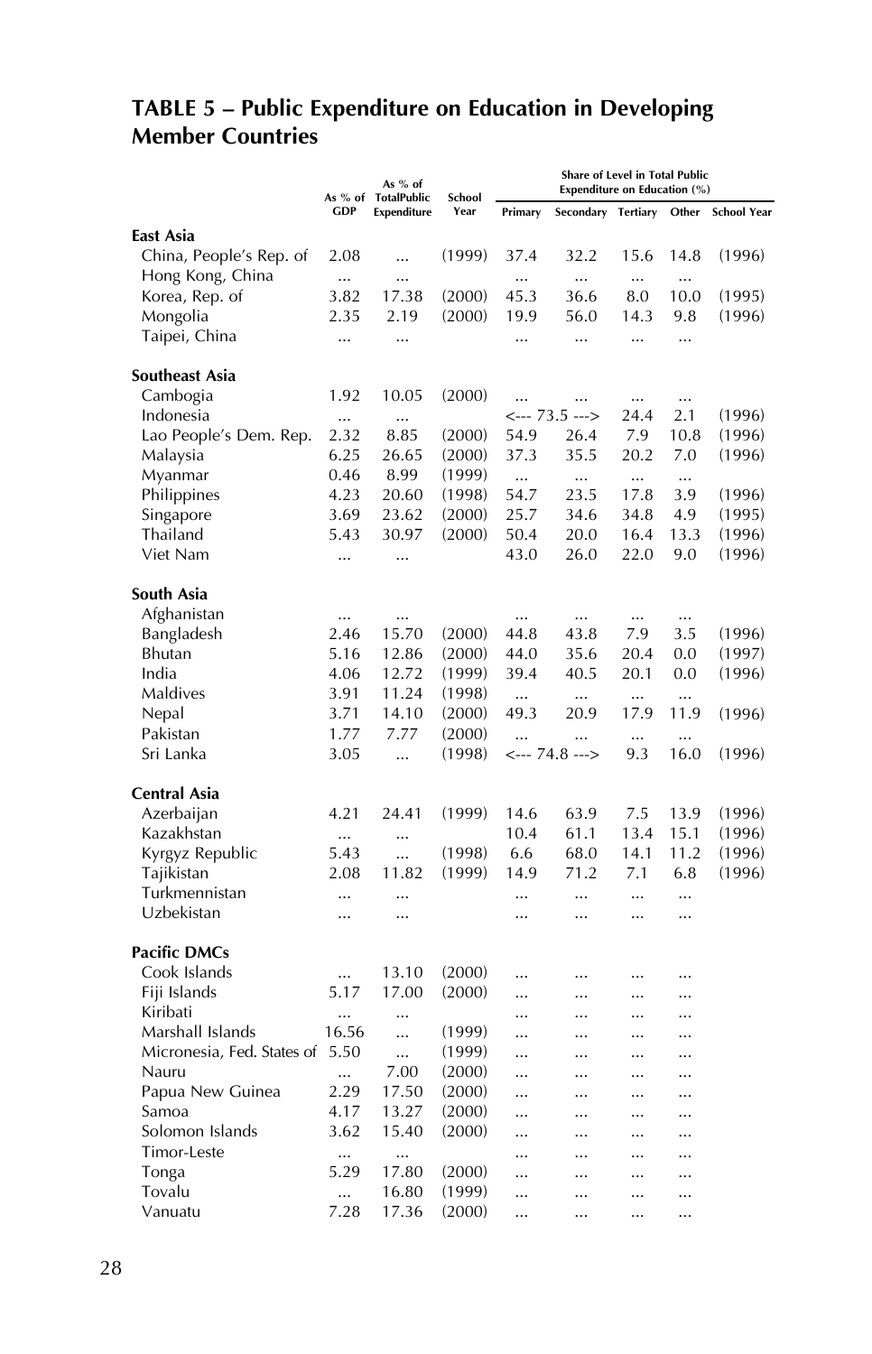## TABLE 5 – Public Expenditure on Education in Developing Member Countries

| | As % of GDP | As % of TotalPublic Expenditure | School Year | Share of Level in Total Public Expenditure on Education (%) | | | | |
|---|---|---|---|---|---|---|---|---|
| | | | | Primary | Secondary | Tertiary | Other | School Year |
| **East Asia** | | | | | | | | |
| China, People's Rep. of | 2.08 | ... | (1999) | 37.4 | 32.2 | 15.6 | 14.8 | (1996) |
| Hong Kong, China | ... | ... | | ... | ... | ... | ... | |
| Korea, Rep. of | 3.82 | 17.38 | (2000) | 45.3 | 36.6 | 8.0 | 10.0 | (1995) |
| Mongolia | 2.35 | 2.19 | (2000) | 19.9 | 56.0 | 14.3 | 9.8 | (1996) |
| Taipei, China | ... | ... | | ... | ... | ... | ... | |
| **Southeast Asia** | | | | | | | | |
| Cambogia | 1.92 | 10.05 | (2000) | ... | ... | ... | ... | |
| Indonesia | ... | ... | | <--- 73.5 ---> | | 24.4 | 2.1 | (1996) |
| Lao People's Dem. Rep. | 2.32 | 8.85 | (2000) | 54.9 | 26.4 | 7.9 | 10.8 | (1996) |
| Malaysia | 6.25 | 26.65 | (2000) | 37.3 | 35.5 | 20.2 | 7.0 | (1996) |
| Myanmar | 0.46 | 8.99 | (1999) | ... | ... | ... | ... | |
| Philippines | 4.23 | 20.60 | (1998) | 54.7 | 23.5 | 17.8 | 3.9 | (1996) |
| Singapore | 3.69 | 23.62 | (2000) | 25.7 | 34.6 | 34.8 | 4.9 | (1995) |
| Thailand | 5.43 | 30.97 | (2000) | 50.4 | 20.0 | 16.4 | 13.3 | (1996) |
| Viet Nam | ... | ... | | 43.0 | 26.0 | 22.0 | 9.0 | (1996) |
| **South Asia** | | | | | | | | |
| Afghanistan | ... | ... | | ... | ... | ... | ... | |
| Bangladesh | 2.46 | 15.70 | (2000) | 44.8 | 43.8 | 7.9 | 3.5 | (1996) |
| Bhutan | 5.16 | 12.86 | (2000) | 44.0 | 35.6 | 20.4 | 0.0 | (1997) |
| India | 4.06 | 12.72 | (1999) | 39.4 | 40.5 | 20.1 | 0.0 | (1996) |
| Maldives | 3.91 | 11.24 | (1998) | ... | ... | ... | ... | |
| Nepal | 3.71 | 14.10 | (2000) | 49.3 | 20.9 | 17.9 | 11.9 | (1996) |
| Pakistan | 1.77 | 7.77 | (2000) | ... | ... | ... | ... | |
| Sri Lanka | 3.05 | ... | (1998) | <--- 74.8 ---> | | 9.3 | 16.0 | (1996) |
| **Central Asia** | | | | | | | | |
| Azerbaijan | 4.21 | 24.41 | (1999) | 14.6 | 63.9 | 7.5 | 13.9 | (1996) |
| Kazakhstan | ... | ... | | 10.4 | 61.1 | 13.4 | 15.1 | (1996) |
| Kyrgyz Republic | 5.43 | ... | (1998) | 6.6 | 68.0 | 14.1 | 11.2 | (1996) |
| Tajikistan | 2.08 | 11.82 | (1999) | 14.9 | 71.2 | 7.1 | 6.8 | (1996) |
| Turkmennistan | ... | ... | | ... | ... | ... | ... | |
| Uzbekistan | ... | ... | | ... | ... | ... | ... | |
| **Pacific DMCs** | | | | | | | | |
| Cook Islands | ... | 13.10 | (2000) | ... | ... | ... | ... | |
| Fiji Islands | 5.17 | 17.00 | (2000) | ... | ... | ... | ... | |
| Kiribati | ... | ... | | ... | ... | ... | ... | |
| Marshall Islands | 16.56 | ... | (1999) | ... | ... | ... | ... | |
| Micronesia, Fed. States of | 5.50 | ... | (1999) | ... | ... | ... | ... | |
| Nauru | ... | 7.00 | (2000) | ... | ... | ... | ... | |
| Papua New Guinea | 2.29 | 17.50 | (2000) | ... | ... | ... | ... | |
| Samoa | 4.17 | 13.27 | (2000) | ... | ... | ... | ... | |
| Solomon Islands | 3.62 | 15.40 | (2000) | ... | ... | ... | ... | |
| Timor-Leste | ... | ... | | ... | ... | ... | ... | |
| Tonga | 5.29 | 17.80 | (2000) | ... | ... | ... | ... | |
| Tovalu | ... | 16.80 | (1999) | ... | ... | ... | ... | |
| Vanuatu | 7.28 | 17.36 | (2000) | ... | ... | ... | ... | |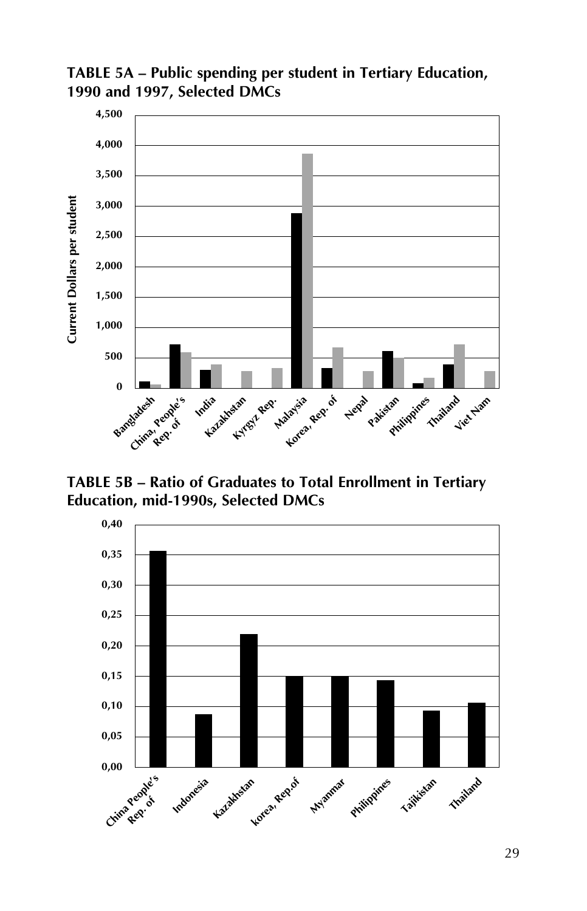**TABLE 5A – Public spending per student in Tertiary Education, 1990 and 1997, Selected DMCs**

**TABLE 5B – Ratio of Graduates to Total Enrollment in Tertiary Education, mid-1990s, Selected DMCs**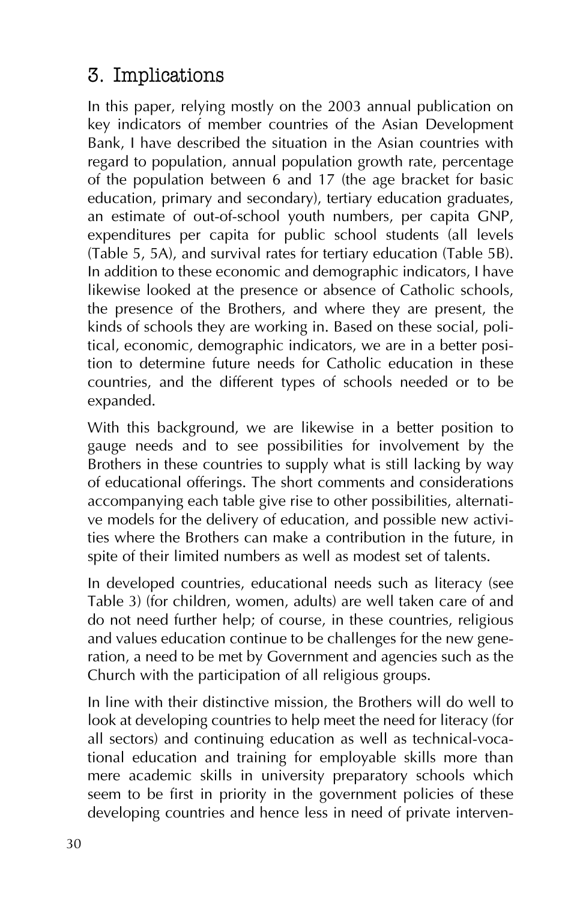## 3. Implications

In this paper, relying mostly on the 2003 annual publication on key indicators of member countries of the Asian Development Bank, I have described the situation in the Asian countries with regard to population, annual population growth rate, percentage of the population between 6 and 17 (the age bracket for basic education, primary and secondary), tertiary education graduates, an estimate of out-of-school youth numbers, per capita GNP, expenditures per capita for public school students (all levels (Table 5, 5A), and survival rates for tertiary education (Table 5B). In addition to these economic and demographic indicators, I have likewise looked at the presence or absence of Catholic schools, the presence of the Brothers, and where they are present, the kinds of schools they are working in. Based on these social, political, economic, demographic indicators, we are in a better position to determine future needs for Catholic education in these countries, and the different types of schools needed or to be expanded.

With this background, we are likewise in a better position to gauge needs and to see possibilities for involvement by the Brothers in these countries to supply what is still lacking by way of educational offerings. The short comments and considerations accompanying each table give rise to other possibilities, alternative models for the delivery of education, and possible new activities where the Brothers can make a contribution in the future, in spite of their limited numbers as well as modest set of talents.

In developed countries, educational needs such as literacy (see Table 3) (for children, women, adults) are well taken care of and do not need further help; of course, in these countries, religious and values education continue to be challenges for the new generation, a need to be met by Government and agencies such as the Church with the participation of all religious groups.

In line with their distinctive mission, the Brothers will do well to look at developing countries to help meet the need for literacy (for all sectors) and continuing education as well as technical-vocational education and training for employable skills more than mere academic skills in university preparatory schools which seem to be first in priority in the government policies of these developing countries and hence less in need of private interven-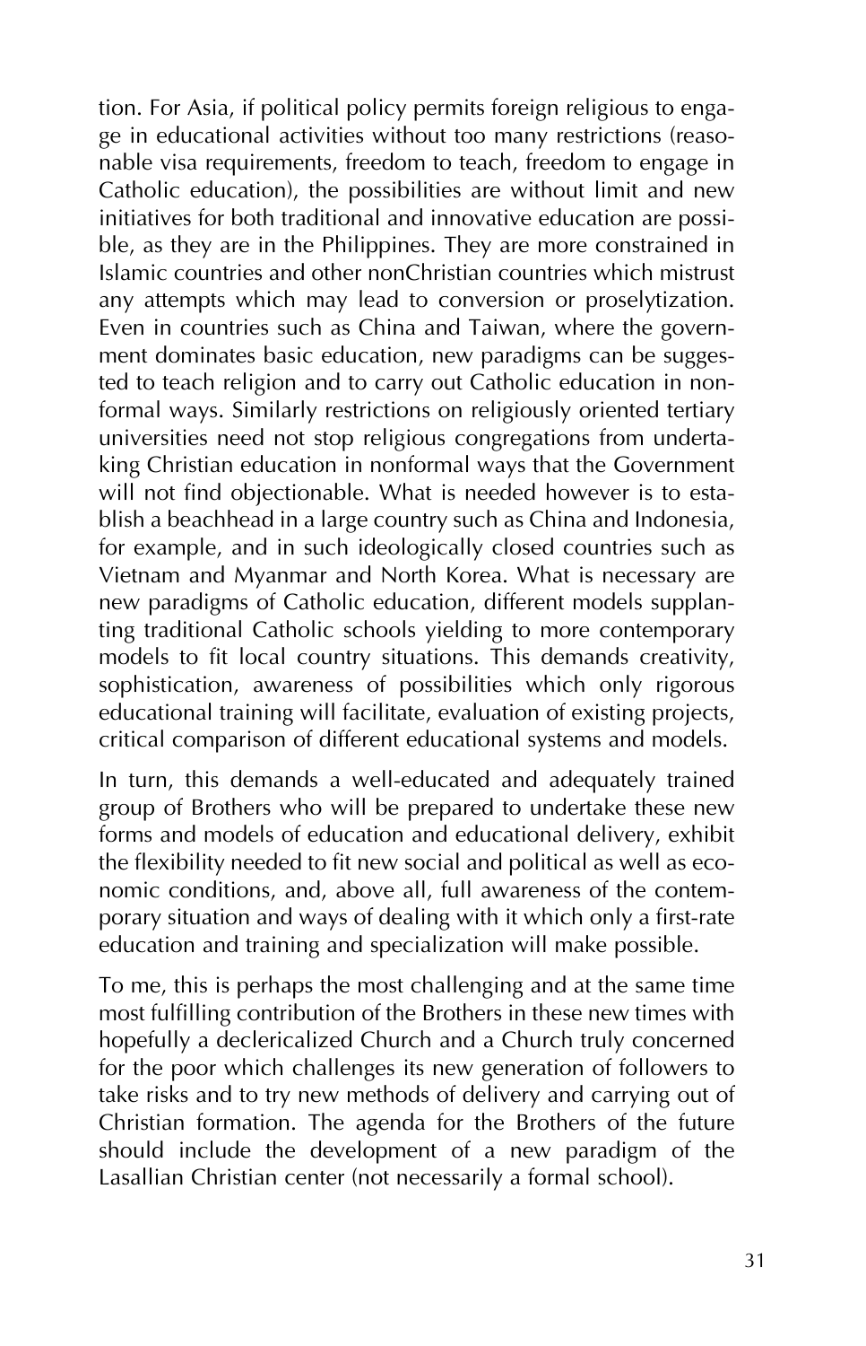tion. For Asia, if political policy permits foreign religious to engage in educational activities without too many restrictions (reasonable visa requirements, freedom to teach, freedom to engage in Catholic education), the possibilities are without limit and new initiatives for both traditional and innovative education are possible, as they are in the Philippines. They are more constrained in Islamic countries and other nonChristian countries which mistrust any attempts which may lead to conversion or proselytization. Even in countries such as China and Taiwan, where the government dominates basic education, new paradigms can be suggested to teach religion and to carry out Catholic education in nonformal ways. Similarly restrictions on religiously oriented tertiary universities need not stop religious congregations from undertaking Christian education in nonformal ways that the Government will not find objectionable. What is needed however is to establish a beachhead in a large country such as China and Indonesia, for example, and in such ideologically closed countries such as Vietnam and Myanmar and North Korea. What is necessary are new paradigms of Catholic education, different models supplanting traditional Catholic schools yielding to more contemporary models to fit local country situations. This demands creativity, sophistication, awareness of possibilities which only rigorous educational training will facilitate, evaluation of existing projects, critical comparison of different educational systems and models.

In turn, this demands a well-educated and adequately trained group of Brothers who will be prepared to undertake these new forms and models of education and educational delivery, exhibit the flexibility needed to fit new social and political as well as economic conditions, and, above all, full awareness of the contemporary situation and ways of dealing with it which only a first-rate education and training and specialization will make possible.

To me, this is perhaps the most challenging and at the same time most fulfilling contribution of the Brothers in these new times with hopefully a declericalized Church and a Church truly concerned for the poor which challenges its new generation of followers to take risks and to try new methods of delivery and carrying out of Christian formation. The agenda for the Brothers of the future should include the development of a new paradigm of the Lasallian Christian center (not necessarily a formal school).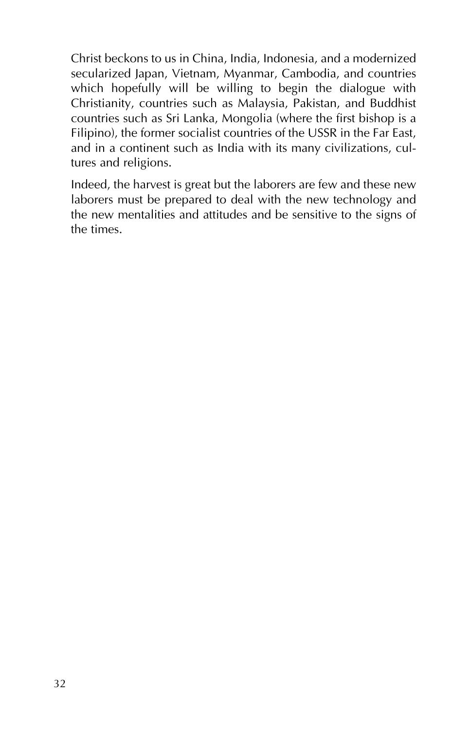Christ beckons to us in China, India, Indonesia, and a modernized secularized Japan, Vietnam, Myanmar, Cambodia, and countries which hopefully will be willing to begin the dialogue with Christianity, countries such as Malaysia, Pakistan, and Buddhist countries such as Sri Lanka, Mongolia (where the first bishop is a Filipino), the former socialist countries of the USSR in the Far East, and in a continent such as India with its many civilizations, cultures and religions.

Indeed, the harvest is great but the laborers are few and these new laborers must be prepared to deal with the new technology and the new mentalities and attitudes and be sensitive to the signs of the times.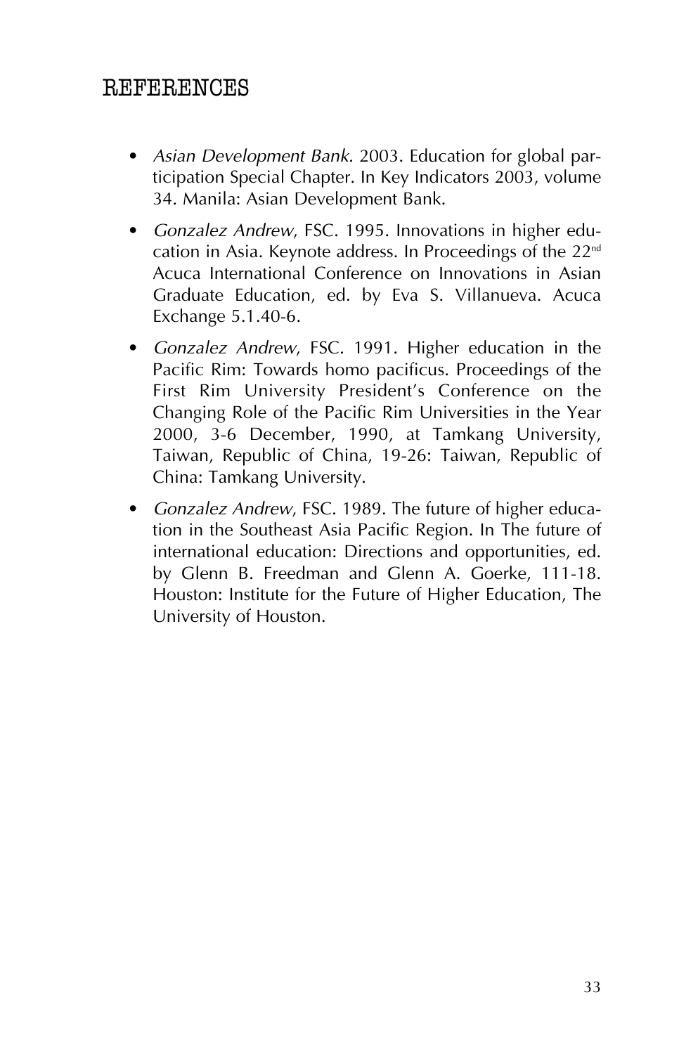## REFERENCES

- *Asian Development Bank.* 2003. Education for global participation Special Chapter. In Key Indicators 2003, volume 34. Manila: Asian Development Bank.
- *Gonzalez Andrew*, FSC. 1995. Innovations in higher education in Asia. Keynote address. In Proceedings of the 22nd Acuca International Conference on Innovations in Asian Graduate Education, ed. by Eva S. Villanueva. Acuca Exchange 5.1.40-6.
- *Gonzalez Andrew*, FSC. 1991. Higher education in the Pacific Rim: Towards homo pacificus. Proceedings of the First Rim University President's Conference on the Changing Role of the Pacific Rim Universities in the Year 2000, 3-6 December, 1990, at Tamkang University, Taiwan, Republic of China, 19-26: Taiwan, Republic of China: Tamkang University.
- *Gonzalez Andrew*, FSC. 1989. The future of higher education in the Southeast Asia Pacific Region. In The future of international education: Directions and opportunities, ed. by Glenn B. Freedman and Glenn A. Goerke, 111-18. Houston: Institute for the Future of Higher Education, The University of Houston.